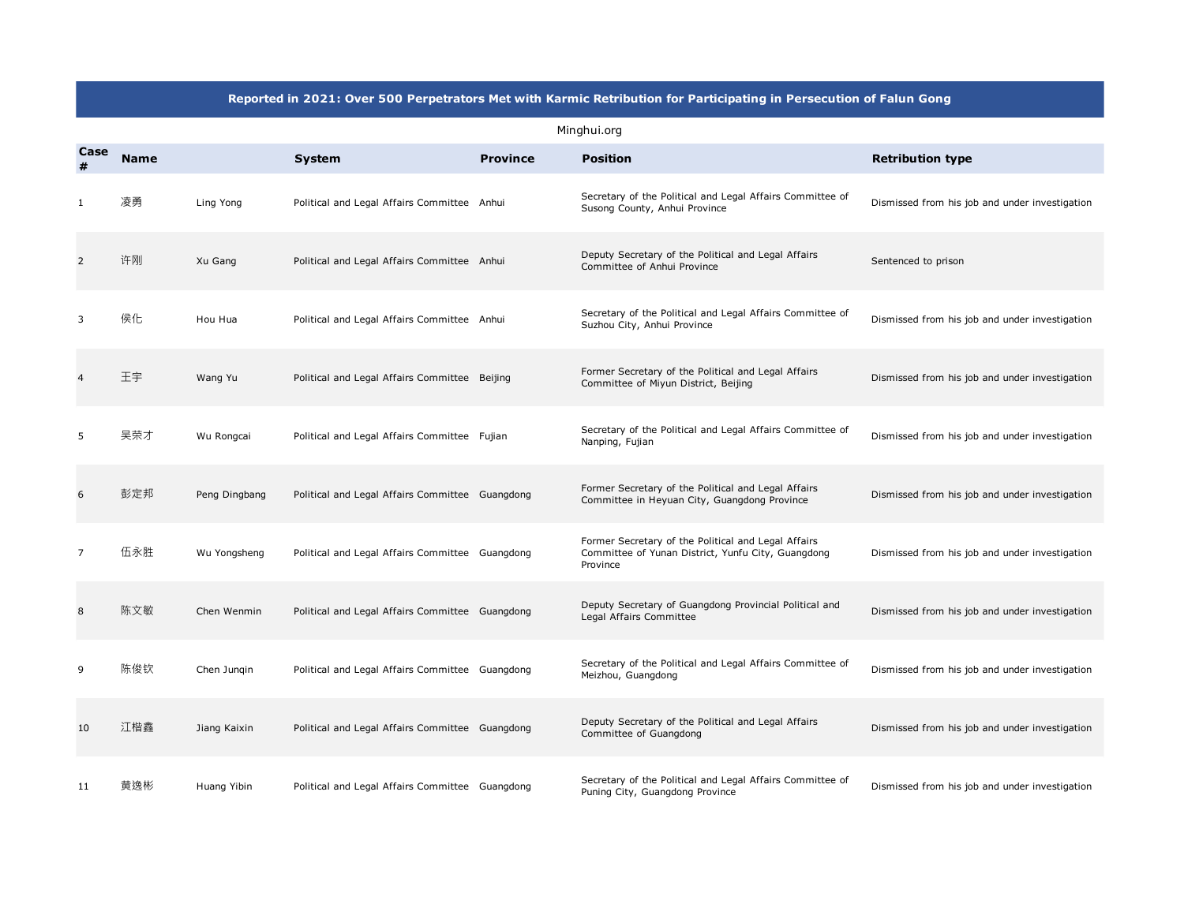# Reported in 2021: Over 500 Perpetrators Met with Karmic Retribution for Participating in Persecution of Falun Gong

Minghui.org

| Case # | Name | | System | Province | Position | Retribution type |
|---|---|---|---|---|---|---|
| 1 | 凌勇 | Ling Yong | Political and Legal Affairs Committee | Anhui | Secretary of the Political and Legal Affairs Committee of Susong County, Anhui Province | Dismissed from his job and under investigation |
| 2 | 许刚 | Xu Gang | Political and Legal Affairs Committee | Anhui | Deputy Secretary of the Political and Legal Affairs Committee of Anhui Province | Sentenced to prison |
| 3 | 侯化 | Hou Hua | Political and Legal Affairs Committee | Anhui | Secretary of the Political and Legal Affairs Committee of Suzhou City, Anhui Province | Dismissed from his job and under investigation |
| 4 | 王宇 | Wang Yu | Political and Legal Affairs Committee | Beijing | Former Secretary of the Political and Legal Affairs Committee of Miyun District, Beijing | Dismissed from his job and under investigation |
| 5 | 吴荣才 | Wu Rongcai | Political and Legal Affairs Committee | Fujian | Secretary of the Political and Legal Affairs Committee of Nanping, Fujian | Dismissed from his job and under investigation |
| 6 | 彭定邦 | Peng Dingbang | Political and Legal Affairs Committee | Guangdong | Former Secretary of the Political and Legal Affairs Committee in Heyuan City, Guangdong Province | Dismissed from his job and under investigation |
| 7 | 伍永胜 | Wu Yongsheng | Political and Legal Affairs Committee | Guangdong | Former Secretary of the Political and Legal Affairs Committee of Yunan District, Yunfu City, Guangdong Province | Dismissed from his job and under investigation |
| 8 | 陈文敏 | Chen Wenmin | Political and Legal Affairs Committee | Guangdong | Deputy Secretary of Guangdong Provincial Political and Legal Affairs Committee | Dismissed from his job and under investigation |
| 9 | 陈俊钦 | Chen Junqin | Political and Legal Affairs Committee | Guangdong | Secretary of the Political and Legal Affairs Committee of Meizhou, Guangdong | Dismissed from his job and under investigation |
| 10 | 江楷鑫 | Jiang Kaixin | Political and Legal Affairs Committee | Guangdong | Deputy Secretary of the Political and Legal Affairs Committee of Guangdong | Dismissed from his job and under investigation |
| 11 | 黄逸彬 | Huang Yibin | Political and Legal Affairs Committee | Guangdong | Secretary of the Political and Legal Affairs Committee of Puning City, Guangdong Province | Dismissed from his job and under investigation |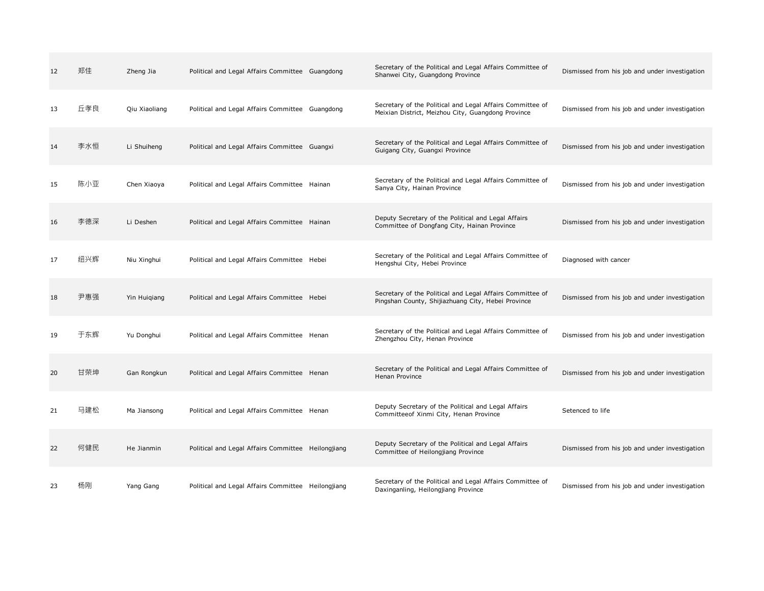| | | | | | | |
|---|---|---|---|---|---|---|
| 12 | 郑佳 | Zheng Jia | Political and Legal Affairs Committee | Guangdong | Secretary of the Political and Legal Affairs Committee of Shanwei City, Guangdong Province | Dismissed from his job and under investigation |
| 13 | 丘孝良 | Qiu Xiaoliang | Political and Legal Affairs Committee | Guangdong | Secretary of the Political and Legal Affairs Committee of Meixian District, Meizhou City, Guangdong Province | Dismissed from his job and under investigation |
| 14 | 李水恒 | Li Shuiheng | Political and Legal Affairs Committee | Guangxi | Secretary of the Political and Legal Affairs Committee of Guigang City, Guangxi Province | Dismissed from his job and under investigation |
| 15 | 陈小亚 | Chen Xiaoya | Political and Legal Affairs Committee | Hainan | Secretary of the Political and Legal Affairs Committee of Sanya City, Hainan Province | Dismissed from his job and under investigation |
| 16 | 李德深 | Li Deshen | Political and Legal Affairs Committee | Hainan | Deputy Secretary of the Political and Legal Affairs Committee of Dongfang City, Hainan Province | Dismissed from his job and under investigation |
| 17 | 纽兴辉 | Niu Xinghui | Political and Legal Affairs Committee | Hebei | Secretary of the Political and Legal Affairs Committee of Hengshui City, Hebei Province | Diagnosed with cancer |
| 18 | 尹惠强 | Yin Huiqiang | Political and Legal Affairs Committee | Hebei | Secretary of the Political and Legal Affairs Committee of Pingshan County, Shijiazhuang City, Hebei Province | Dismissed from his job and under investigation |
| 19 | 于东辉 | Yu Donghui | Political and Legal Affairs Committee | Henan | Secretary of the Political and Legal Affairs Committee of Zhengzhou City, Henan Province | Dismissed from his job and under investigation |
| 20 | 甘荣坤 | Gan Rongkun | Political and Legal Affairs Committee | Henan | Secretary of the Political and Legal Affairs Committee of Henan Province | Dismissed from his job and under investigation |
| 21 | 马建松 | Ma Jiansong | Political and Legal Affairs Committee | Henan | Deputy Secretary of the Political and Legal Affairs Committeeof Xinmi City, Henan Province | Setenced to life |
| 22 | 何健民 | He Jianmin | Political and Legal Affairs Committee | Heilongjiang | Deputy Secretary of the Political and Legal Affairs Committee of Heilongjiang Province | Dismissed from his job and under investigation |
| 23 | 杨刚 | Yang Gang | Political and Legal Affairs Committee | Heilongjiang | Secretary of the Political and Legal Affairs Committee of Daxinganling, Heilongjiang Province | Dismissed from his job and under investigation |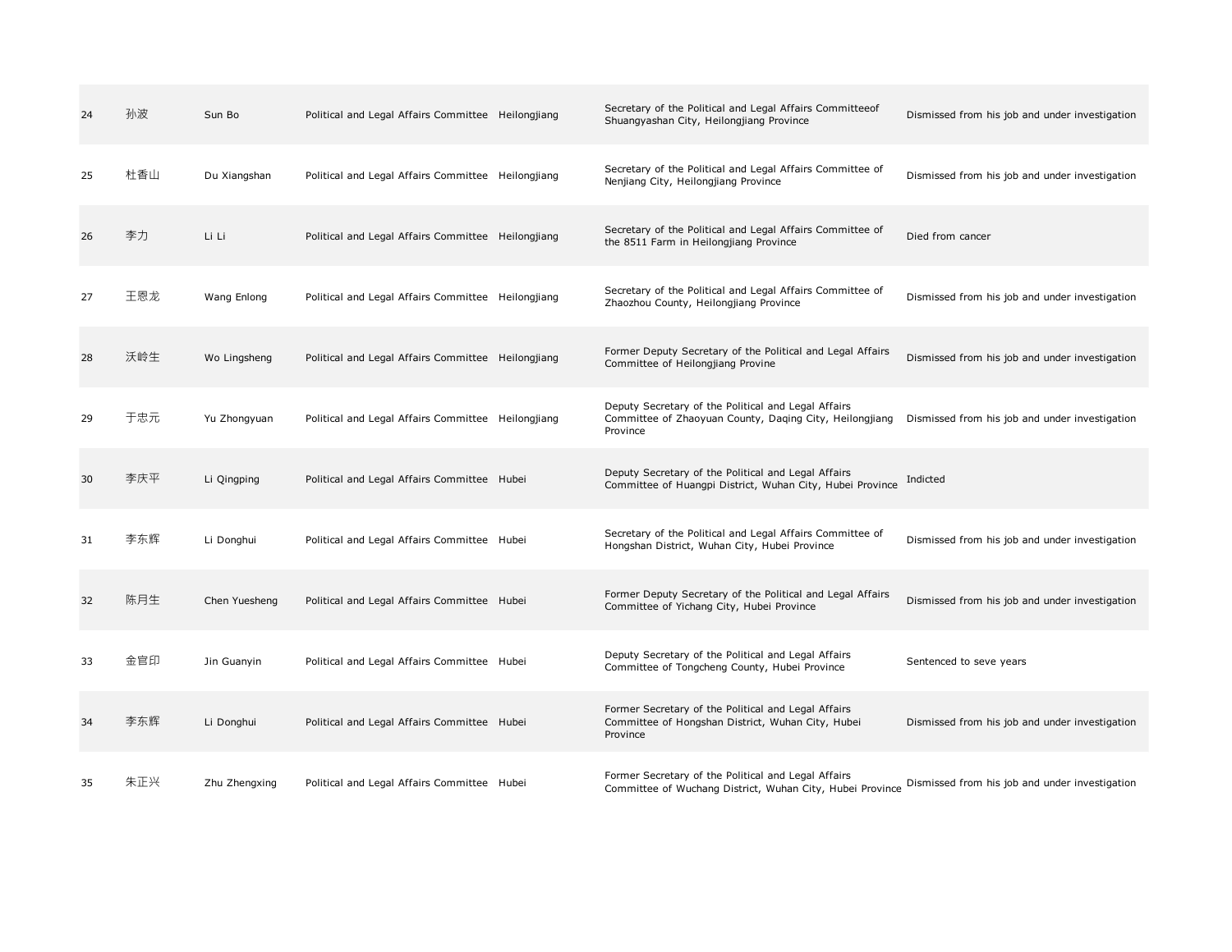| | | | | | | |
|---|---|---|---|---|---|---|
| 24 | 孙波 | Sun Bo | Political and Legal Affairs Committee | Heilongjiang | Secretary of the Political and Legal Affairs Committeeof Shuangyashan City, Heilongjiang Province | Dismissed from his job and under investigation |
| 25 | 杜香山 | Du Xiangshan | Political and Legal Affairs Committee | Heilongjiang | Secretary of the Political and Legal Affairs Committee of Nenjiang City, Heilongjiang Province | Dismissed from his job and under investigation |
| 26 | 李力 | Li Li | Political and Legal Affairs Committee | Heilongjiang | Secretary of the Political and Legal Affairs Committee of the 8511 Farm in Heilongjiang Province | Died from cancer |
| 27 | 王恩龙 | Wang Enlong | Political and Legal Affairs Committee | Heilongjiang | Secretary of the Political and Legal Affairs Committee of Zhaozhou County, Heilongjiang Province | Dismissed from his job and under investigation |
| 28 | 沃岭生 | Wo Lingsheng | Political and Legal Affairs Committee | Heilongjiang | Former Deputy Secretary of the Political and Legal Affairs Committee of Heilongjiang Provine | Dismissed from his job and under investigation |
| 29 | 于忠元 | Yu Zhongyuan | Political and Legal Affairs Committee | Heilongjiang | Deputy Secretary of the Political and Legal Affairs Committee of Zhaoyuan County, Daqing City, Heilongjiang Province | Dismissed from his job and under investigation |
| 30 | 李庆平 | Li Qingping | Political and Legal Affairs Committee | Hubei | Deputy Secretary of the Political and Legal Affairs Committee of Huangpi District, Wuhan City, Hubei Province | Indicted |
| 31 | 李东辉 | Li Donghui | Political and Legal Affairs Committee | Hubei | Secretary of the Political and Legal Affairs Committee of Hongshan District, Wuhan City, Hubei Province | Dismissed from his job and under investigation |
| 32 | 陈月生 | Chen Yuesheng | Political and Legal Affairs Committee | Hubei | Former Deputy Secretary of the Political and Legal Affairs Committee of Yichang City, Hubei Province | Dismissed from his job and under investigation |
| 33 | 金官印 | Jin Guanyin | Political and Legal Affairs Committee | Hubei | Deputy Secretary of the Political and Legal Affairs Committee of Tongcheng County, Hubei Province | Sentenced to seve years |
| 34 | 李东辉 | Li Donghui | Political and Legal Affairs Committee | Hubei | Former Secretary of the Political and Legal Affairs Committee of Hongshan District, Wuhan City, Hubei Province | Dismissed from his job and under investigation |
| 35 | 朱正兴 | Zhu Zhengxing | Political and Legal Affairs Committee | Hubei | Former Secretary of the Political and Legal Affairs Committee of Wuchang District, Wuhan City, Hubei Province | Dismissed from his job and under investigation |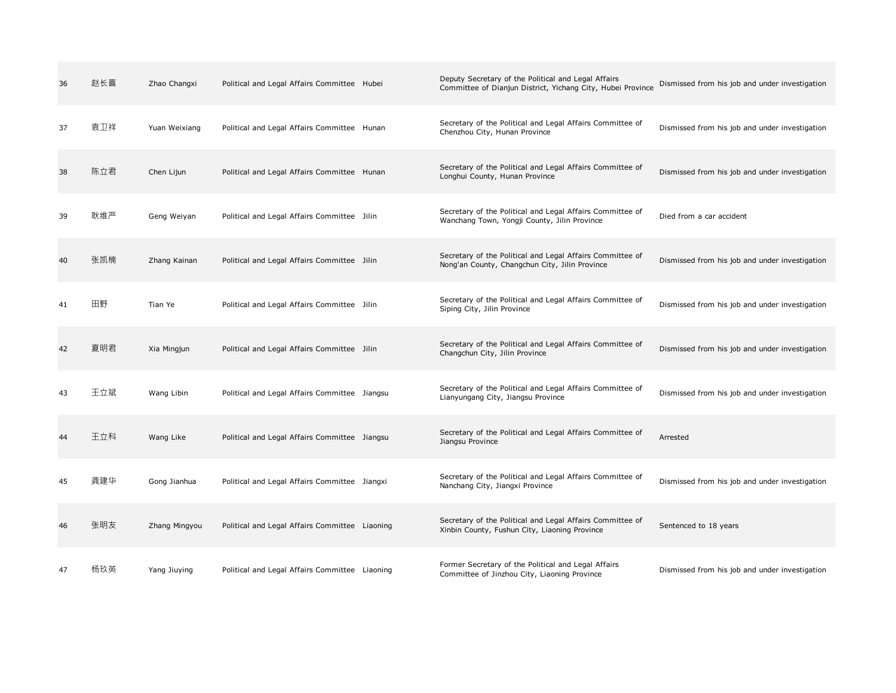| | | | | | | |
|---|---|---|---|---|---|---|
| 36 | 赵长喜 | Zhao Changxi | Political and Legal Affairs Committee | Hubei | Deputy Secretary of the Political and Legal Affairs Committee of Dianjun District, Yichang City, Hubei Province | Dismissed from his job and under investigation |
| 37 | 袁卫祥 | Yuan Weixiang | Political and Legal Affairs Committee | Hunan | Secretary of the Political and Legal Affairs Committee of Chenzhou City, Hunan Province | Dismissed from his job and under investigation |
| 38 | 陈立君 | Chen Lijun | Political and Legal Affairs Committee | Hunan | Secretary of the Political and Legal Affairs Committee of Longhui County, Hunan Province | Dismissed from his job and under investigation |
| 39 | 耿维严 | Geng Weiyan | Political and Legal Affairs Committee | Jilin | Secretary of the Political and Legal Affairs Committee of Wanchang Town, Yongji County, Jilin Province | Died from a car accident |
| 40 | 张凯楠 | Zhang Kainan | Political and Legal Affairs Committee | Jilin | Secretary of the Political and Legal Affairs Committee of Nong'an County, Changchun City, Jilin Province | Dismissed from his job and under investigation |
| 41 | 田野 | Tian Ye | Political and Legal Affairs Committee | Jilin | Secretary of the Political and Legal Affairs Committee of Siping City, Jilin Province | Dismissed from his job and under investigation |
| 42 | 夏明君 | Xia Mingjun | Political and Legal Affairs Committee | Jilin | Secretary of the Political and Legal Affairs Committee of Changchun City, Jilin Province | Dismissed from his job and under investigation |
| 43 | 王立斌 | Wang Libin | Political and Legal Affairs Committee | Jiangsu | Secretary of the Political and Legal Affairs Committee of Lianyungang City, Jiangsu Province | Dismissed from his job and under investigation |
| 44 | 王立科 | Wang Like | Political and Legal Affairs Committee | Jiangsu | Secretary of the Political and Legal Affairs Committee of Jiangsu Province | Arrested |
| 45 | 龚建华 | Gong Jianhua | Political and Legal Affairs Committee | Jiangxi | Secretary of the Political and Legal Affairs Committee of Nanchang City, Jiangxi Province | Dismissed from his job and under investigation |
| 46 | 张明友 | Zhang Mingyou | Political and Legal Affairs Committee | Liaoning | Secretary of the Political and Legal Affairs Committee of Xinbin County, Fushun City, Liaoning Province | Sentenced to 18 years |
| 47 | 杨玖英 | Yang Jiuying | Political and Legal Affairs Committee | Liaoning | Former Secretary of the Political and Legal Affairs Committee of Jinzhou City, Liaoning Province | Dismissed from his job and under investigation |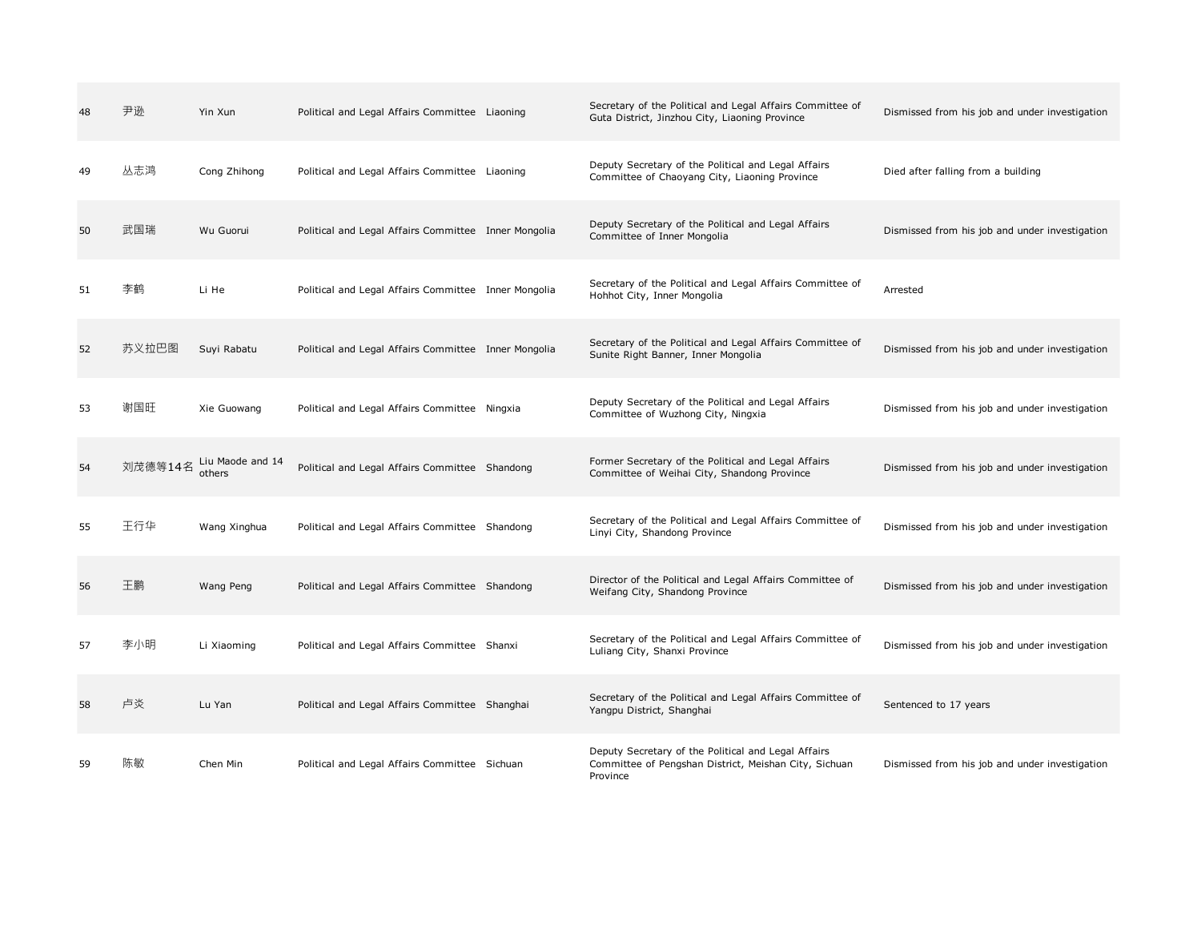| | | | | | | |
|---|---|---|---|---|---|---|
| 48 | 尹逊 | Yin Xun | Political and Legal Affairs Committee | Liaoning | Secretary of the Political and Legal Affairs Committee of Guta District, Jinzhou City, Liaoning Province | Dismissed from his job and under investigation |
| 49 | 丛志鸿 | Cong Zhihong | Political and Legal Affairs Committee | Liaoning | Deputy Secretary of the Political and Legal Affairs Committee of Chaoyang City, Liaoning Province | Died after falling from a building |
| 50 | 武国瑞 | Wu Guorui | Political and Legal Affairs Committee | Inner Mongolia | Deputy Secretary of the Political and Legal Affairs Committee of Inner Mongolia | Dismissed from his job and under investigation |
| 51 | 李鹤 | Li He | Political and Legal Affairs Committee | Inner Mongolia | Secretary of the Political and Legal Affairs Committee of Hohhot City, Inner Mongolia | Arrested |
| 52 | 苏义拉巴图 | Suyi Rabatu | Political and Legal Affairs Committee | Inner Mongolia | Secretary of the Political and Legal Affairs Committee of Sunite Right Banner, Inner Mongolia | Dismissed from his job and under investigation |
| 53 | 谢国旺 | Xie Guowang | Political and Legal Affairs Committee | Ningxia | Deputy Secretary of the Political and Legal Affairs Committee of Wuzhong City, Ningxia | Dismissed from his job and under investigation |
| 54 | 刘茂德等14名 | Liu Maode and 14 others | Political and Legal Affairs Committee | Shandong | Former Secretary of the Political and Legal Affairs Committee of Weihai City, Shandong Province | Dismissed from his job and under investigation |
| 55 | 王行华 | Wang Xinghua | Political and Legal Affairs Committee | Shandong | Secretary of the Political and Legal Affairs Committee of Linyi City, Shandong Province | Dismissed from his job and under investigation |
| 56 | 王鹏 | Wang Peng | Political and Legal Affairs Committee | Shandong | Director of the Political and Legal Affairs Committee of Weifang City, Shandong Province | Dismissed from his job and under investigation |
| 57 | 李小明 | Li Xiaoming | Political and Legal Affairs Committee | Shanxi | Secretary of the Political and Legal Affairs Committee of Luliang City, Shanxi Province | Dismissed from his job and under investigation |
| 58 | 卢炎 | Lu Yan | Political and Legal Affairs Committee | Shanghai | Secretary of the Political and Legal Affairs Committee of Yangpu District, Shanghai | Sentenced to 17 years |
| 59 | 陈敏 | Chen Min | Political and Legal Affairs Committee | Sichuan | Deputy Secretary of the Political and Legal Affairs Committee of Pengshan District, Meishan City, Sichuan Province | Dismissed from his job and under investigation |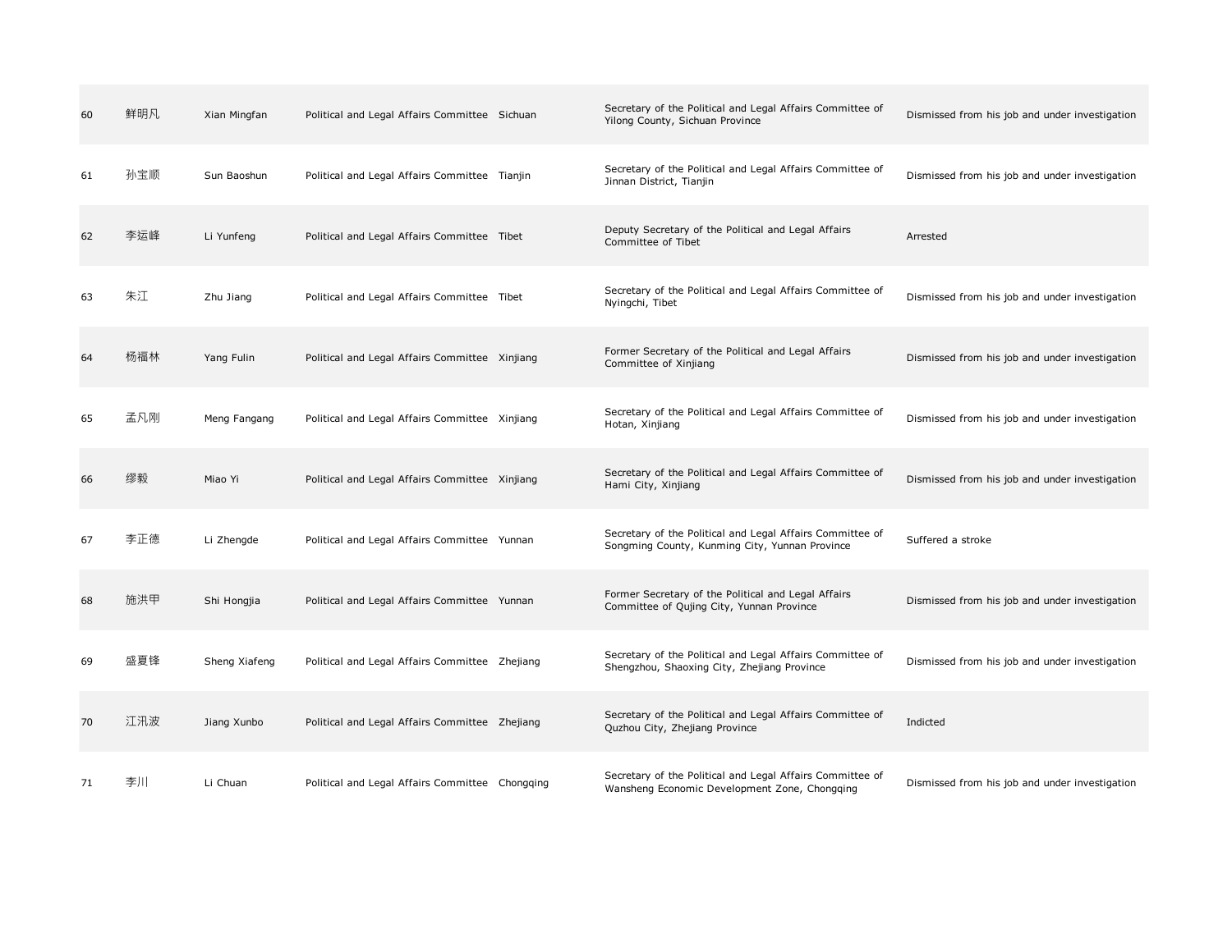| 60 | 鲜明凡 | Xian Mingfan | Political and Legal Affairs Committee | Sichuan | Secretary of the Political and Legal Affairs Committee of Yilong County, Sichuan Province | Dismissed from his job and under investigation |
|---|---|---|---|---|---|---|
| 61 | 孙宝顺 | Sun Baoshun | Political and Legal Affairs Committee | Tianjin | Secretary of the Political and Legal Affairs Committee of Jinnan District, Tianjin | Dismissed from his job and under investigation |
| 62 | 李运峰 | Li Yunfeng | Political and Legal Affairs Committee | Tibet | Deputy Secretary of the Political and Legal Affairs Committee of Tibet | Arrested |
| 63 | 朱江 | Zhu Jiang | Political and Legal Affairs Committee | Tibet | Secretary of the Political and Legal Affairs Committee of Nyingchi, Tibet | Dismissed from his job and under investigation |
| 64 | 杨福林 | Yang Fulin | Political and Legal Affairs Committee | Xinjiang | Former Secretary of the Political and Legal Affairs Committee of Xinjiang | Dismissed from his job and under investigation |
| 65 | 孟凡刚 | Meng Fangang | Political and Legal Affairs Committee | Xinjiang | Secretary of the Political and Legal Affairs Committee of Hotan, Xinjiang | Dismissed from his job and under investigation |
| 66 | 缪毅 | Miao Yi | Political and Legal Affairs Committee | Xinjiang | Secretary of the Political and Legal Affairs Committee of Hami City, Xinjiang | Dismissed from his job and under investigation |
| 67 | 李正德 | Li Zhengde | Political and Legal Affairs Committee | Yunnan | Secretary of the Political and Legal Affairs Committee of Songming County, Kunming City, Yunnan Province | Suffered a stroke |
| 68 | 施洪甲 | Shi Hongjia | Political and Legal Affairs Committee | Yunnan | Former Secretary of the Political and Legal Affairs Committee of Qujing City, Yunnan Province | Dismissed from his job and under investigation |
| 69 | 盛夏锋 | Sheng Xiafeng | Political and Legal Affairs Committee | Zhejiang | Secretary of the Political and Legal Affairs Committee of Shengzhou, Shaoxing City, Zhejiang Province | Dismissed from his job and under investigation |
| 70 | 江汛波 | Jiang Xunbo | Political and Legal Affairs Committee | Zhejiang | Secretary of the Political and Legal Affairs Committee of Quzhou City, Zhejiang Province | Indicted |
| 71 | 李川 | Li Chuan | Political and Legal Affairs Committee | Chongqing | Secretary of the Political and Legal Affairs Committee of Wansheng Economic Development Zone, Chongqing | Dismissed from his job and under investigation |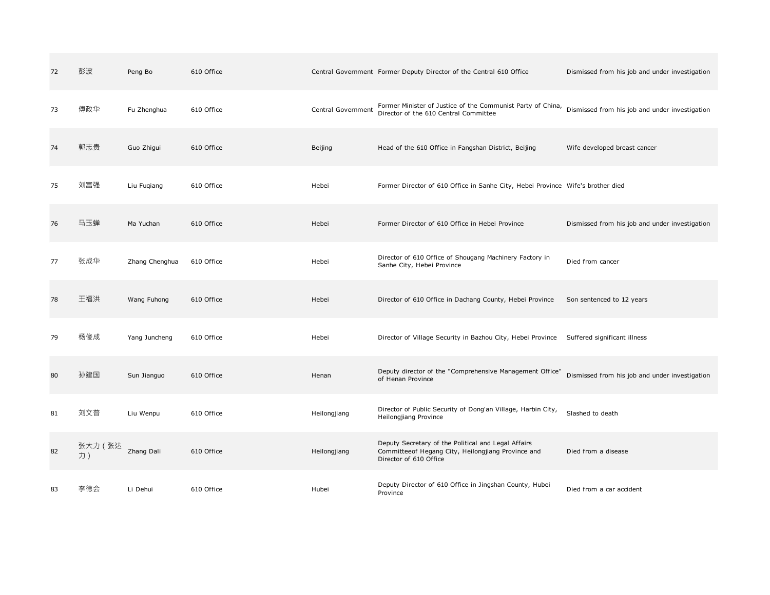| 72 | 彭波 | Peng Bo | 610 Office | Central Government | Former Deputy Director of the Central 610 Office | Dismissed from his job and under investigation |
|---|---|---|---|---|---|---|
| 73 | 傅政华 | Fu Zhenghua | 610 Office | Central Government | Former Minister of Justice of the Communist Party of China, Director of the 610 Central Committee | Dismissed from his job and under investigation |
| 74 | 郭志贵 | Guo Zhigui | 610 Office | Beijing | Head of the 610 Office in Fangshan District, Beijing | Wife developed breast cancer |
| 75 | 刘富强 | Liu Fuqiang | 610 Office | Hebei | Former Director of 610 Office in Sanhe City, Hebei Province | Wife's brother died |
| 76 | 马玉蝉 | Ma Yuchan | 610 Office | Hebei | Former Director of 610 Office in Hebei Province | Dismissed from his job and under investigation |
| 77 | 张成华 | Zhang Chenghua | 610 Office | Hebei | Director of 610 Office of Shougang Machinery Factory in Sanhe City, Hebei Province | Died from cancer |
| 78 | 王福洪 | Wang Fuhong | 610 Office | Hebei | Director of 610 Office in Dachang County, Hebei Province | Son sentenced to 12 years |
| 79 | 杨俊成 | Yang Juncheng | 610 Office | Hebei | Director of Village Security in Bazhou City, Hebei Province | Suffered significant illness |
| 80 | 孙建国 | Sun Jianguo | 610 Office | Henan | Deputy director of the "Comprehensive Management Office" of Henan Province | Dismissed from his job and under investigation |
| 81 | 刘文普 | Liu Wenpu | 610 Office | Heilongjiang | Director of Public Security of Dong'an Village, Harbin City, Heilongjiang Province | Slashed to death |
| 82 | 张大力（张达力） | Zhang Dali | 610 Office | Heilongjiang | Deputy Secretary of the Political and Legal Affairs Committeeof Hegang City, Heilongjiang Province and Director of 610 Office | Died from a disease |
| 83 | 李德会 | Li Dehui | 610 Office | Hubei | Deputy Director of 610 Office in Jingshan County, Hubei Province | Died from a car accident |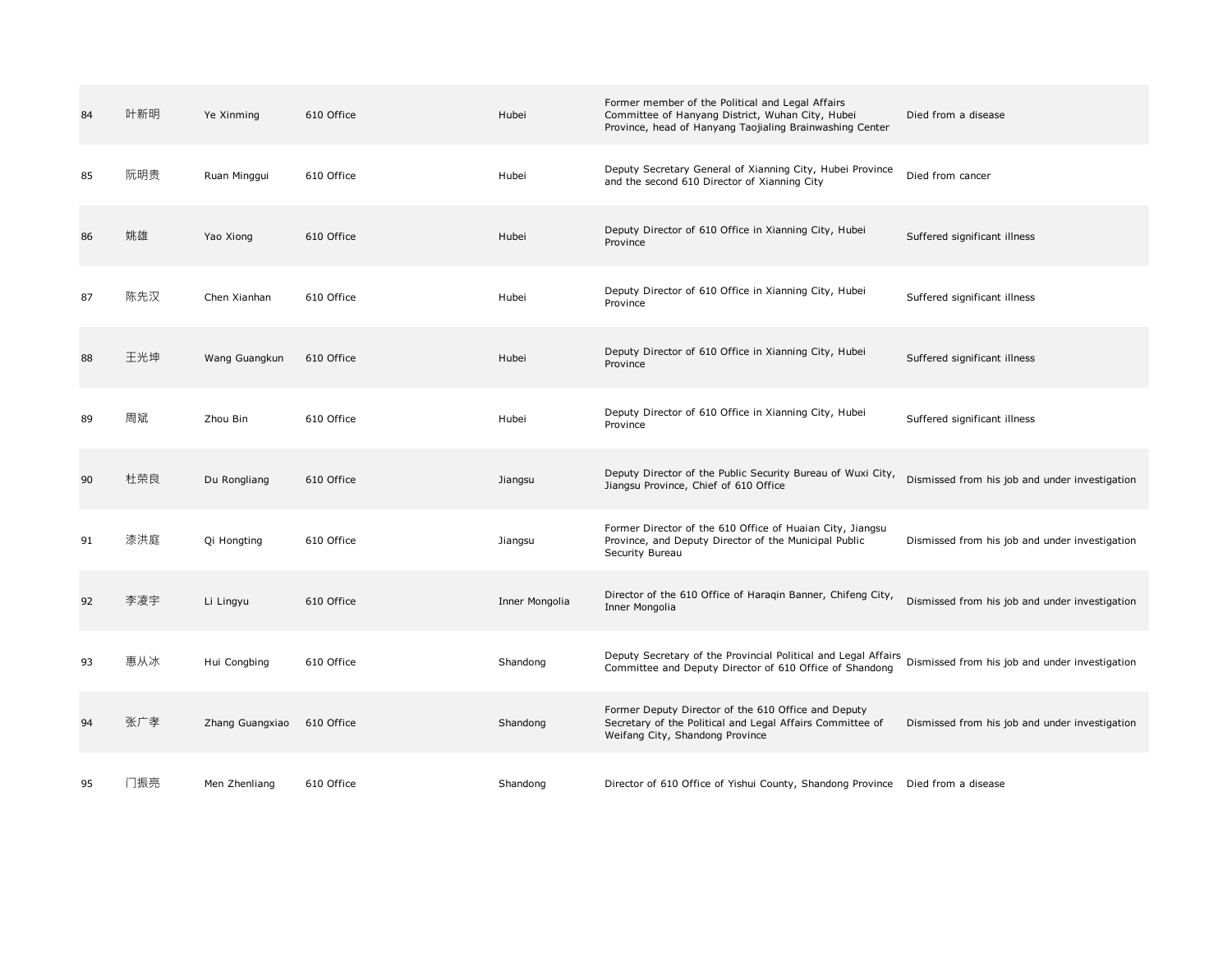| 84 | 叶新明 | Ye Xinming | 610 Office | Hubei | Former member of the Political and Legal Affairs Committee of Hanyang District, Wuhan City, Hubei Province, head of Hanyang Taojialing Brainwashing Center | Died from a disease |
|---|---|---|---|---|---|---|
| 85 | 阮明贵 | Ruan Minggui | 610 Office | Hubei | Deputy Secretary General of Xianning City, Hubei Province and the second 610 Director of Xianning City | Died from cancer |
| 86 | 姚雄 | Yao Xiong | 610 Office | Hubei | Deputy Director of 610 Office in Xianning City, Hubei Province | Suffered significant illness |
| 87 | 陈先汉 | Chen Xianhan | 610 Office | Hubei | Deputy Director of 610 Office in Xianning City, Hubei Province | Suffered significant illness |
| 88 | 王光坤 | Wang Guangkun | 610 Office | Hubei | Deputy Director of 610 Office in Xianning City, Hubei Province | Suffered significant illness |
| 89 | 周斌 | Zhou Bin | 610 Office | Hubei | Deputy Director of 610 Office in Xianning City, Hubei Province | Suffered significant illness |
| 90 | 杜荣良 | Du Rongliang | 610 Office | Jiangsu | Deputy Director of the Public Security Bureau of Wuxi City, Jiangsu Province, Chief of 610 Office | Dismissed from his job and under investigation |
| 91 | 漆洪庭 | Qi Hongting | 610 Office | Jiangsu | Former Director of the 610 Office of Huaian City, Jiangsu Province, and Deputy Director of the Municipal Public Security Bureau | Dismissed from his job and under investigation |
| 92 | 李凌宇 | Li Lingyu | 610 Office | Inner Mongolia | Director of the 610 Office of Haraqin Banner, Chifeng City, Inner Mongolia | Dismissed from his job and under investigation |
| 93 | 惠从冰 | Hui Congbing | 610 Office | Shandong | Deputy Secretary of the Provincial Political and Legal Affairs Committee and Deputy Director of 610 Office of Shandong | Dismissed from his job and under investigation |
| 94 | 张广孝 | Zhang Guangxiao | 610 Office | Shandong | Former Deputy Director of the 610 Office and Deputy Secretary of the Political and Legal Affairs Committee of Weifang City, Shandong Province | Dismissed from his job and under investigation |
| 95 | 门振亮 | Men Zhenliang | 610 Office | Shandong | Director of 610 Office of Yishui County, Shandong Province | Died from a disease |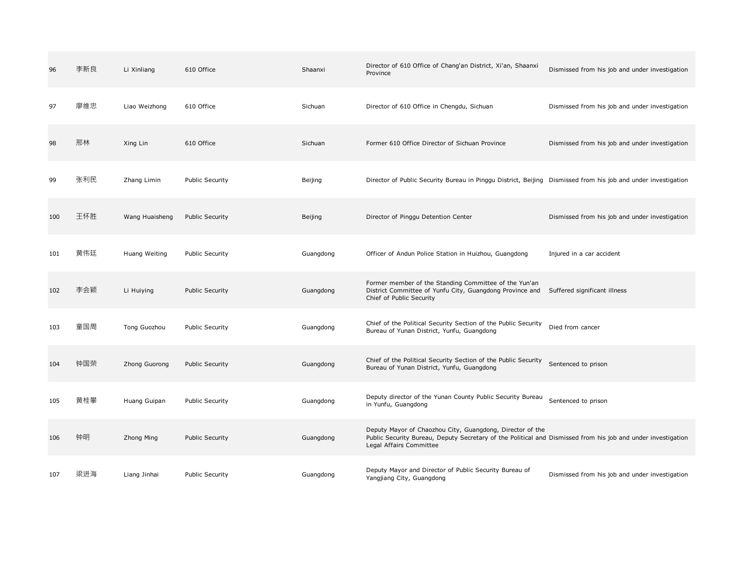| | | | | | | |
|---|---|---|---|---|---|---|
| 96 | 李新良 | Li Xinliang | 610 Office | Shaanxi | Director of 610 Office of Chang'an District, Xi'an, Shaanxi Province | Dismissed from his job and under investigation |
| 97 | 廖维忠 | Liao Weizhong | 610 Office | Sichuan | Director of 610 Office in Chengdu, Sichuan | Dismissed from his job and under investigation |
| 98 | 邢林 | Xing Lin | 610 Office | Sichuan | Former 610 Office Director of Sichuan Province | Dismissed from his job and under investigation |
| 99 | 张利民 | Zhang Limin | Public Security | Beijing | Director of Public Security Bureau in Pinggu District, Beijing | Dismissed from his job and under investigation |
| 100 | 王怀胜 | Wang Huaisheng | Public Security | Beijing | Director of Pinggu Detention Center | Dismissed from his job and under investigation |
| 101 | 黄伟廷 | Huang Weiting | Public Security | Guangdong | Officer of Andun Police Station in Huizhou, Guangdong | Injured in a car accident |
| 102 | 李会颖 | Li Huiying | Public Security | Guangdong | Former member of the Standing Committee of the Yun'an District Committee of Yunfu City, Guangdong Province and Chief of Public Security | Suffered significant illness |
| 103 | 童国周 | Tong Guozhou | Public Security | Guangdong | Chief of the Political Security Section of the Public Security Bureau of Yunan District, Yunfu, Guangdong | Died from cancer |
| 104 | 钟国荣 | Zhong Guorong | Public Security | Guangdong | Chief of the Political Security Section of the Public Security Bureau of Yunan District, Yunfu, Guangdong | Sentenced to prison |
| 105 | 黄桂攀 | Huang Guipan | Public Security | Guangdong | Deputy director of the Yunan County Public Security Bureau in Yunfu, Guangdong | Sentenced to prison |
| 106 | 钟明 | Zhong Ming | Public Security | Guangdong | Deputy Mayor of Chaozhou City, Guangdong, Director of the Public Security Bureau, Deputy Secretary of the Political and Legal Affairs Committee | Dismissed from his job and under investigation |
| 107 | 梁进海 | Liang Jinhai | Public Security | Guangdong | Deputy Mayor and Director of Public Security Bureau of Yangjiang City, Guangdong | Dismissed from his job and under investigation |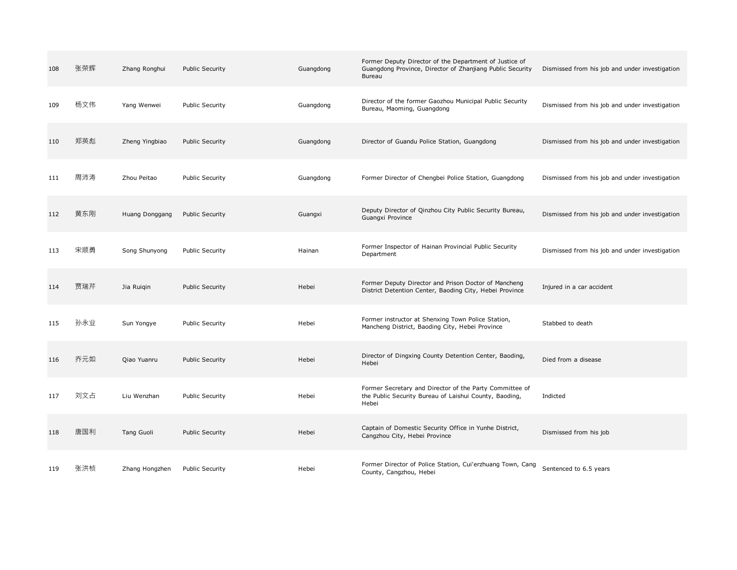| 108 | 张荣辉 | Zhang Ronghui | Public Security | Guangdong | Former Deputy Director of the Department of Justice of Guangdong Province, Director of Zhanjiang Public Security Bureau | Dismissed from his job and under investigation |
|---|---|---|---|---|---|---|
| 109 | 杨文伟 | Yang Wenwei | Public Security | Guangdong | Director of the former Gaozhou Municipal Public Security Bureau, Maoming, Guangdong | Dismissed from his job and under investigation |
| 110 | 郑英彪 | Zheng Yingbiao | Public Security | Guangdong | Director of Guandu Police Station, Guangdong | Dismissed from his job and under investigation |
| 111 | 周沛涛 | Zhou Peitao | Public Security | Guangdong | Former Director of Chengbei Police Station, Guangdong | Dismissed from his job and under investigation |
| 112 | 黄东刚 | Huang Donggang | Public Security | Guangxi | Deputy Director of Qinzhou City Public Security Bureau, Guangxi Province | Dismissed from his job and under investigation |
| 113 | 宋顺勇 | Song Shunyong | Public Security | Hainan | Former Inspector of Hainan Provincial Public Security Department | Dismissed from his job and under investigation |
| 114 | 贾瑞芹 | Jia Ruiqin | Public Security | Hebei | Former Deputy Director and Prison Doctor of Mancheng District Detention Center, Baoding City, Hebei Province | Injured in a car accident |
| 115 | 孙永业 | Sun Yongye | Public Security | Hebei | Former instructor at Shenxing Town Police Station, Mancheng District, Baoding City, Hebei Province | Stabbed to death |
| 116 | 乔元如 | Qiao Yuanru | Public Security | Hebei | Director of Dingxing County Detention Center, Baoding, Hebei | Died from a disease |
| 117 | 刘文占 | Liu Wenzhan | Public Security | Hebei | Former Secretary and Director of the Party Committee of the Public Security Bureau of Laishui County, Baoding, Hebei | Indicted |
| 118 | 唐国利 | Tang Guoli | Public Security | Hebei | Captain of Domestic Security Office in Yunhe District, Cangzhou City, Hebei Province | Dismissed from his job |
| 119 | 张洪桢 | Zhang Hongzhen | Public Security | Hebei | Former Director of Police Station, Cui'erzhuang Town, Cang County, Cangzhou, Hebei | Sentenced to 6.5 years |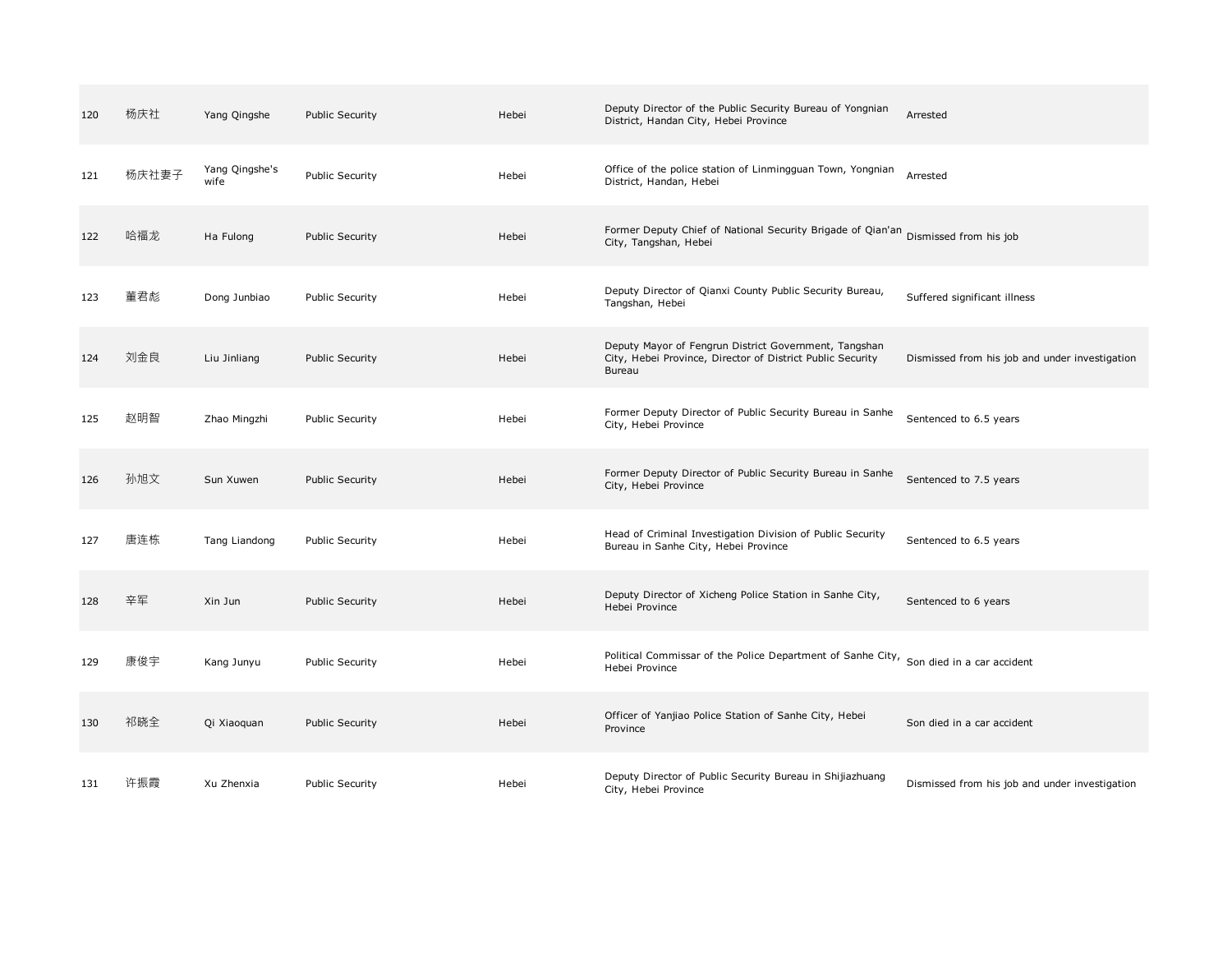| 120 | 杨庆社 | Yang Qingshe | Public Security | Hebei | Deputy Director of the Public Security Bureau of Yongnian District, Handan City, Hebei Province | Arrested |
|---|---|---|---|---|---|---|
| 121 | 杨庆社妻子 | Yang Qingshe's wife | Public Security | Hebei | Office of the police station of Linmingguan Town, Yongnian District, Handan, Hebei | Arrested |
| 122 | 哈福龙 | Ha Fulong | Public Security | Hebei | Former Deputy Chief of National Security Brigade of Qian'an City, Tangshan, Hebei | Dismissed from his job |
| 123 | 董君彪 | Dong Junbiao | Public Security | Hebei | Deputy Director of Qianxi County Public Security Bureau, Tangshan, Hebei | Suffered significant illness |
| 124 | 刘金良 | Liu Jinliang | Public Security | Hebei | Deputy Mayor of Fengrun District Government, Tangshan City, Hebei Province, Director of District Public Security Bureau | Dismissed from his job and under investigation |
| 125 | 赵明智 | Zhao Mingzhi | Public Security | Hebei | Former Deputy Director of Public Security Bureau in Sanhe City, Hebei Province | Sentenced to 6.5 years |
| 126 | 孙旭文 | Sun Xuwen | Public Security | Hebei | Former Deputy Director of Public Security Bureau in Sanhe City, Hebei Province | Sentenced to 7.5 years |
| 127 | 唐连栋 | Tang Liandong | Public Security | Hebei | Head of Criminal Investigation Division of Public Security Bureau in Sanhe City, Hebei Province | Sentenced to 6.5 years |
| 128 | 辛军 | Xin Jun | Public Security | Hebei | Deputy Director of Xicheng Police Station in Sanhe City, Hebei Province | Sentenced to 6 years |
| 129 | 康俊宇 | Kang Junyu | Public Security | Hebei | Political Commissar of the Police Department of Sanhe City, Hebei Province | Son died in a car accident |
| 130 | 祁晓全 | Qi Xiaoquan | Public Security | Hebei | Officer of Yanjiao Police Station of Sanhe City, Hebei Province | Son died in a car accident |
| 131 | 许振霞 | Xu Zhenxia | Public Security | Hebei | Deputy Director of Public Security Bureau in Shijiazhuang City, Hebei Province | Dismissed from his job and under investigation |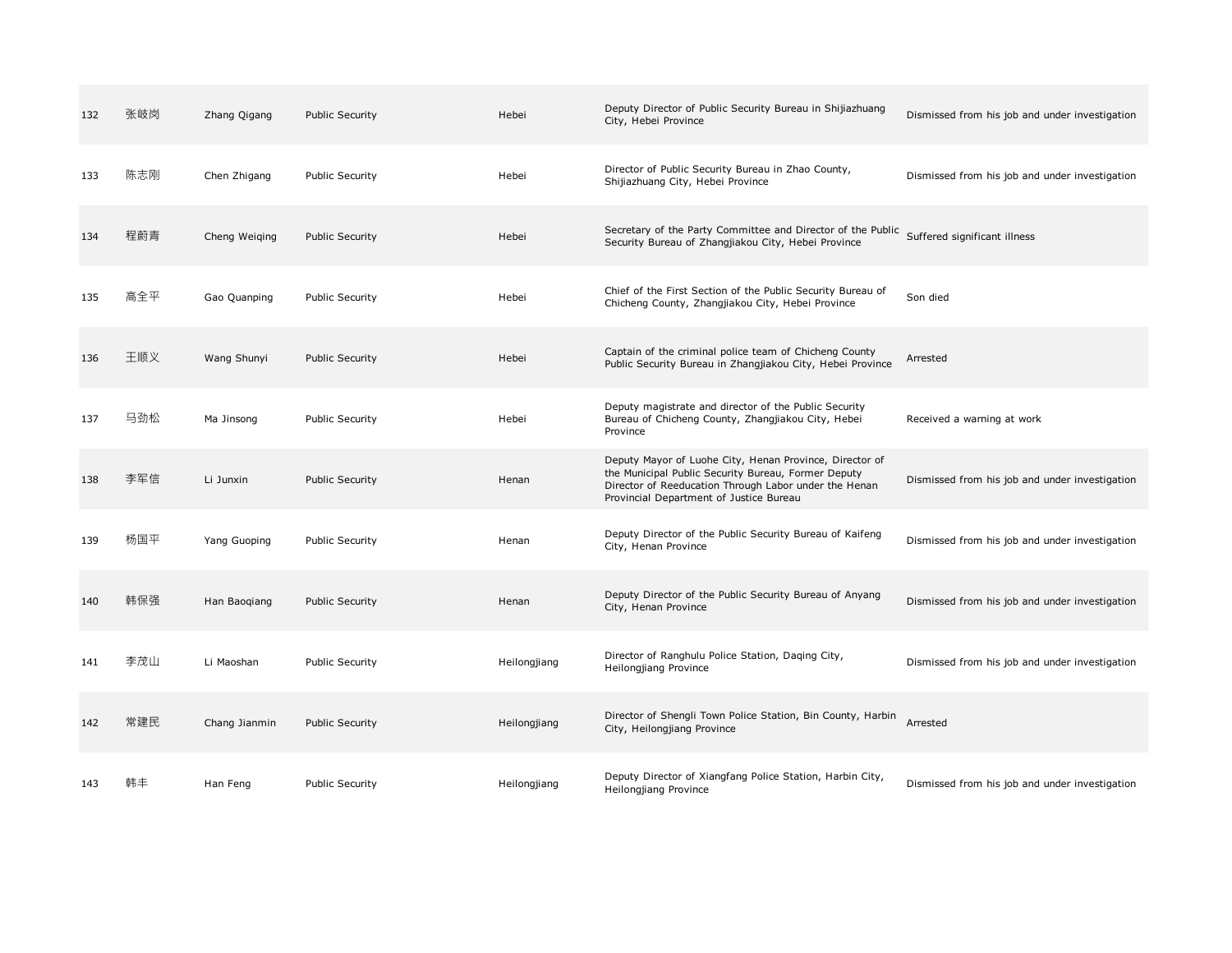| | | | | | | |
|---|---|---|---|---|---|---|
| 132 | 张岐岗 | Zhang Qigang | Public Security | Hebei | Deputy Director of Public Security Bureau in Shijiazhuang City, Hebei Province | Dismissed from his job and under investigation |
| 133 | 陈志刚 | Chen Zhigang | Public Security | Hebei | Director of Public Security Bureau in Zhao County, Shijiazhuang City, Hebei Province | Dismissed from his job and under investigation |
| 134 | 程蔚青 | Cheng Weiqing | Public Security | Hebei | Secretary of the Party Committee and Director of the Public Security Bureau of Zhangjiakou City, Hebei Province | Suffered significant illness |
| 135 | 高全平 | Gao Quanping | Public Security | Hebei | Chief of the First Section of the Public Security Bureau of Chicheng County, Zhangjiakou City, Hebei Province | Son died |
| 136 | 王顺义 | Wang Shunyi | Public Security | Hebei | Captain of the criminal police team of Chicheng County Public Security Bureau in Zhangjiakou City, Hebei Province | Arrested |
| 137 | 马劲松 | Ma Jinsong | Public Security | Hebei | Deputy magistrate and director of the Public Security Bureau of Chicheng County, Zhangjiakou City, Hebei Province | Received a warning at work |
| 138 | 李军信 | Li Junxin | Public Security | Henan | Deputy Mayor of Luohe City, Henan Province, Director of the Municipal Public Security Bureau, Former Deputy Director of Reeducation Through Labor under the Henan Provincial Department of Justice Bureau | Dismissed from his job and under investigation |
| 139 | 杨国平 | Yang Guoping | Public Security | Henan | Deputy Director of the Public Security Bureau of Kaifeng City, Henan Province | Dismissed from his job and under investigation |
| 140 | 韩保强 | Han Baoqiang | Public Security | Henan | Deputy Director of the Public Security Bureau of Anyang City, Henan Province | Dismissed from his job and under investigation |
| 141 | 李茂山 | Li Maoshan | Public Security | Heilongjiang | Director of Ranghulu Police Station, Daqing City, Heilongjiang Province | Dismissed from his job and under investigation |
| 142 | 常建民 | Chang Jianmin | Public Security | Heilongjiang | Director of Shengli Town Police Station, Bin County, Harbin City, Heilongjiang Province | Arrested |
| 143 | 韩丰 | Han Feng | Public Security | Heilongjiang | Deputy Director of Xiangfang Police Station, Harbin City, Heilongjiang Province | Dismissed from his job and under investigation |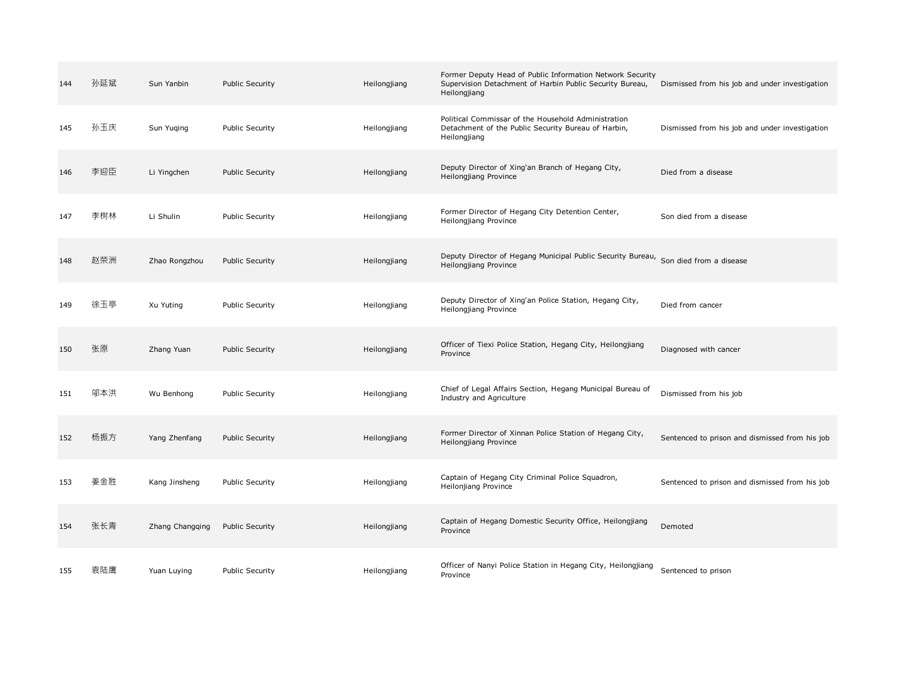| | | | | | | |
|---|---|---|---|---|---|---|
| 144 | 孙延斌 | Sun Yanbin | Public Security | Heilongjiang | Former Deputy Head of Public Information Network Security Supervision Detachment of Harbin Public Security Bureau, Heilongjiang | Dismissed from his job and under investigation |
| 145 | 孙玉庆 | Sun Yuqing | Public Security | Heilongjiang | Political Commissar of the Household Administration Detachment of the Public Security Bureau of Harbin, Heilongjiang | Dismissed from his job and under investigation |
| 146 | 李迎臣 | Li Yingchen | Public Security | Heilongjiang | Deputy Director of Xing'an Branch of Hegang City, Heilongjiang Province | Died from a disease |
| 147 | 李树林 | Li Shulin | Public Security | Heilongjiang | Former Director of Hegang City Detention Center, Heilongjiang Province | Son died from a disease |
| 148 | 赵荣洲 | Zhao Rongzhou | Public Security | Heilongjiang | Deputy Director of Hegang Municipal Public Security Bureau, Heilongjiang Province | Son died from a disease |
| 149 | 徐玉亭 | Xu Yuting | Public Security | Heilongjiang | Deputy Director of Xing'an Police Station, Hegang City, Heilongjiang Province | Died from cancer |
| 150 | 张原 | Zhang Yuan | Public Security | Heilongjiang | Officer of Tiexi Police Station, Hegang City, Heilongjiang Province | Diagnosed with cancer |
| 151 | 邬本洪 | Wu Benhong | Public Security | Heilongjiang | Chief of Legal Affairs Section, Hegang Municipal Bureau of Industry and Agriculture | Dismissed from his job |
| 152 | 杨振方 | Yang Zhenfang | Public Security | Heilongjiang | Former Director of Xinnan Police Station of Hegang City, Heilongjiang Province | Sentenced to prison and dismissed from his job |
| 153 | 姜金胜 | Kang Jinsheng | Public Security | Heilongjiang | Captain of Hegang City Criminal Police Squadron, Heilonjiang Province | Sentenced to prison and dismissed from his job |
| 154 | 张长青 | Zhang Changqing | Public Security | Heilongjiang | Captain of Hegang Domestic Security Office, Heilongjiang Province | Demoted |
| 155 | 袁陆鹰 | Yuan Luying | Public Security | Heilongjiang | Officer of Nanyi Police Station in Hegang City, Heilongjiang Province | Sentenced to prison |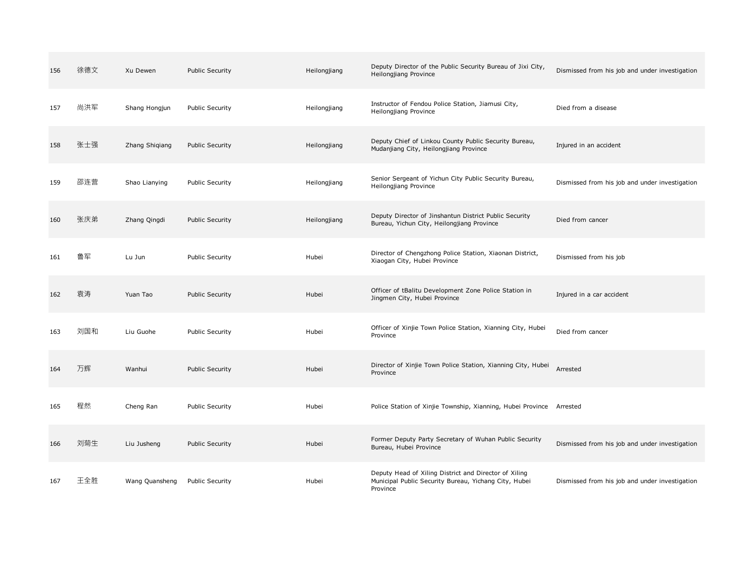| 156 | 徐德文 | Xu Dewen | Public Security | Heilongjiang | Deputy Director of the Public Security Bureau of Jixi City, Heilongjiang Province | Dismissed from his job and under investigation |
|---|---|---|---|---|---|---|
| 157 | 尚洪军 | Shang Hongjun | Public Security | Heilongjiang | Instructor of Fendou Police Station, Jiamusi City, Heilongjiang Province | Died from a disease |
| 158 | 张士强 | Zhang Shiqiang | Public Security | Heilongjiang | Deputy Chief of Linkou County Public Security Bureau, Mudanjiang City, Heilongjiang Province | Injured in an accident |
| 159 | 邵连营 | Shao Lianying | Public Security | Heilongjiang | Senior Sergeant of Yichun City Public Security Bureau, Heilongjiang Province | Dismissed from his job and under investigation |
| 160 | 张庆弟 | Zhang Qingdi | Public Security | Heilongjiang | Deputy Director of Jinshantun District Public Security Bureau, Yichun City, Heilongjiang Province | Died from cancer |
| 161 | 鲁军 | Lu Jun | Public Security | Hubei | Director of Chengzhong Police Station, Xiaonan District, Xiaogan City, Hubei Province | Dismissed from his job |
| 162 | 袁涛 | Yuan Tao | Public Security | Hubei | Officer of tBalitu Development Zone Police Station in Jingmen City, Hubei Province | Injured in a car accident |
| 163 | 刘国和 | Liu Guohe | Public Security | Hubei | Officer of Xinjie Town Police Station, Xianning City, Hubei Province | Died from cancer |
| 164 | 万辉 | Wanhui | Public Security | Hubei | Director of Xinjie Town Police Station, Xianning City, Hubei Province | Arrested |
| 165 | 程然 | Cheng Ran | Public Security | Hubei | Police Station of Xinjie Township, Xianning, Hubei Province | Arrested |
| 166 | 刘菊生 | Liu Jusheng | Public Security | Hubei | Former Deputy Party Secretary of Wuhan Public Security Bureau, Hubei Province | Dismissed from his job and under investigation |
| 167 | 王全胜 | Wang Quansheng | Public Security | Hubei | Deputy Head of Xiling District and Director of Xiling Municipal Public Security Bureau, Yichang City, Hubei Province | Dismissed from his job and under investigation |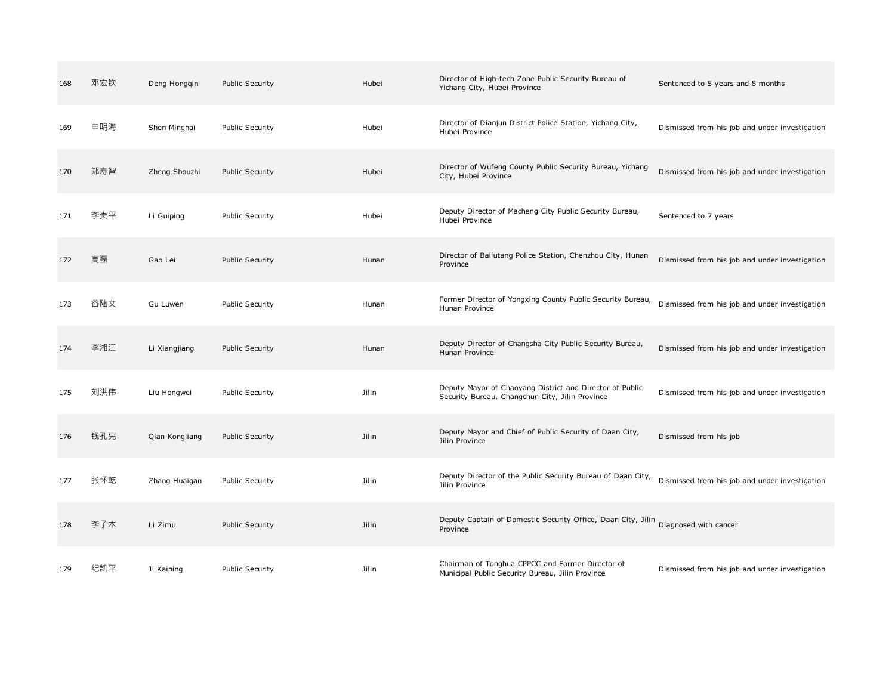| 168 | 邓宏钦 | Deng Hongqin | Public Security | Hubei | Director of High-tech Zone Public Security Bureau of Yichang City, Hubei Province | Sentenced to 5 years and 8 months |
|---|---|---|---|---|---|---|
| 169 | 申明海 | Shen Minghai | Public Security | Hubei | Director of Dianjun District Police Station, Yichang City, Hubei Province | Dismissed from his job and under investigation |
| 170 | 郑寿智 | Zheng Shouzhi | Public Security | Hubei | Director of Wufeng County Public Security Bureau, Yichang City, Hubei Province | Dismissed from his job and under investigation |
| 171 | 李贵平 | Li Guiping | Public Security | Hubei | Deputy Director of Macheng City Public Security Bureau, Hubei Province | Sentenced to 7 years |
| 172 | 高磊 | Gao Lei | Public Security | Hunan | Director of Bailutang Police Station, Chenzhou City, Hunan Province | Dismissed from his job and under investigation |
| 173 | 谷陆文 | Gu Luwen | Public Security | Hunan | Former Director of Yongxing County Public Security Bureau, Hunan Province | Dismissed from his job and under investigation |
| 174 | 李湘江 | Li Xiangjiang | Public Security | Hunan | Deputy Director of Changsha City Public Security Bureau, Hunan Province | Dismissed from his job and under investigation |
| 175 | 刘洪伟 | Liu Hongwei | Public Security | Jilin | Deputy Mayor of Chaoyang District and Director of Public Security Bureau, Changchun City, Jilin Province | Dismissed from his job and under investigation |
| 176 | 钱孔亮 | Qian Kongliang | Public Security | Jilin | Deputy Mayor and Chief of Public Security of Daan City, Jilin Province | Dismissed from his job |
| 177 | 张怀乾 | Zhang Huaigan | Public Security | Jilin | Deputy Director of the Public Security Bureau of Daan City, Jilin Province | Dismissed from his job and under investigation |
| 178 | 李子木 | Li Zimu | Public Security | Jilin | Deputy Captain of Domestic Security Office, Daan City, Jilin Province | Diagnosed with cancer |
| 179 | 纪凯平 | Ji Kaiping | Public Security | Jilin | Chairman of Tonghua CPPCC and Former Director of Municipal Public Security Bureau, Jilin Province | Dismissed from his job and under investigation |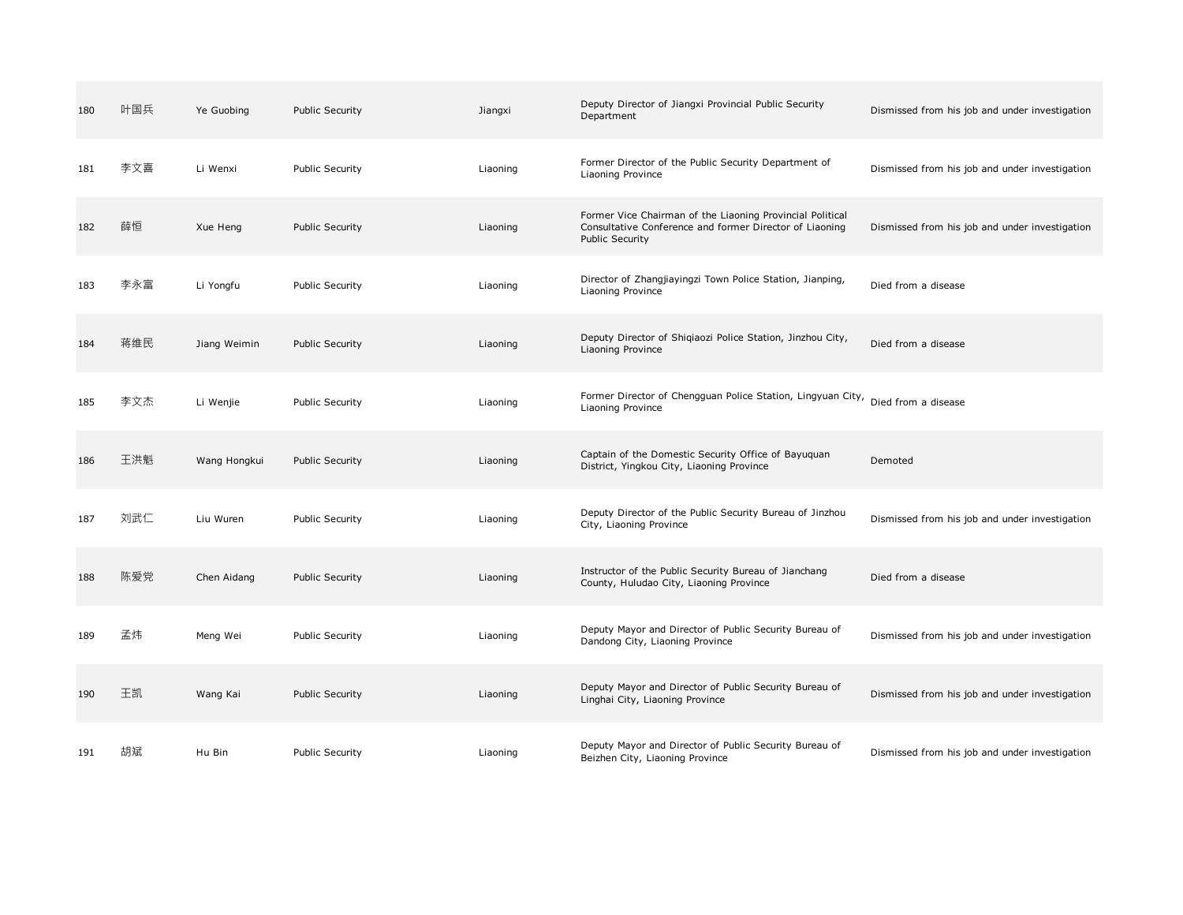| | | | | | | |
|---|---|---|---|---|---|---|
| 180 | 叶国兵 | Ye Guobing | Public Security | Jiangxi | Deputy Director of Jiangxi Provincial Public Security Department | Dismissed from his job and under investigation |
| 181 | 李文喜 | Li Wenxi | Public Security | Liaoning | Former Director of the Public Security Department of Liaoning Province | Dismissed from his job and under investigation |
| 182 | 薛恒 | Xue Heng | Public Security | Liaoning | Former Vice Chairman of the Liaoning Provincial Political Consultative Conference and former Director of Liaoning Public Security | Dismissed from his job and under investigation |
| 183 | 李永富 | Li Yongfu | Public Security | Liaoning | Director of Zhangjiayingzi Town Police Station, Jianping, Liaoning Province | Died from a disease |
| 184 | 蒋维民 | Jiang Weimin | Public Security | Liaoning | Deputy Director of Shiqiaozi Police Station, Jinzhou City, Liaoning Province | Died from a disease |
| 185 | 李文杰 | Li Wenjie | Public Security | Liaoning | Former Director of Chengguan Police Station, Lingyuan City, Liaoning Province | Died from a disease |
| 186 | 王洪魁 | Wang Hongkui | Public Security | Liaoning | Captain of the Domestic Security Office of Bayuquan District, Yingkou City, Liaoning Province | Demoted |
| 187 | 刘武仁 | Liu Wuren | Public Security | Liaoning | Deputy Director of the Public Security Bureau of Jinzhou City, Liaoning Province | Dismissed from his job and under investigation |
| 188 | 陈爱党 | Chen Aidang | Public Security | Liaoning | Instructor of the Public Security Bureau of Jianchang County, Huludao City, Liaoning Province | Died from a disease |
| 189 | 孟炜 | Meng Wei | Public Security | Liaoning | Deputy Mayor and Director of Public Security Bureau of Dandong City, Liaoning Province | Dismissed from his job and under investigation |
| 190 | 王凯 | Wang Kai | Public Security | Liaoning | Deputy Mayor and Director of Public Security Bureau of Linghai City, Liaoning Province | Dismissed from his job and under investigation |
| 191 | 胡斌 | Hu Bin | Public Security | Liaoning | Deputy Mayor and Director of Public Security Bureau of Beizhen City, Liaoning Province | Dismissed from his job and under investigation |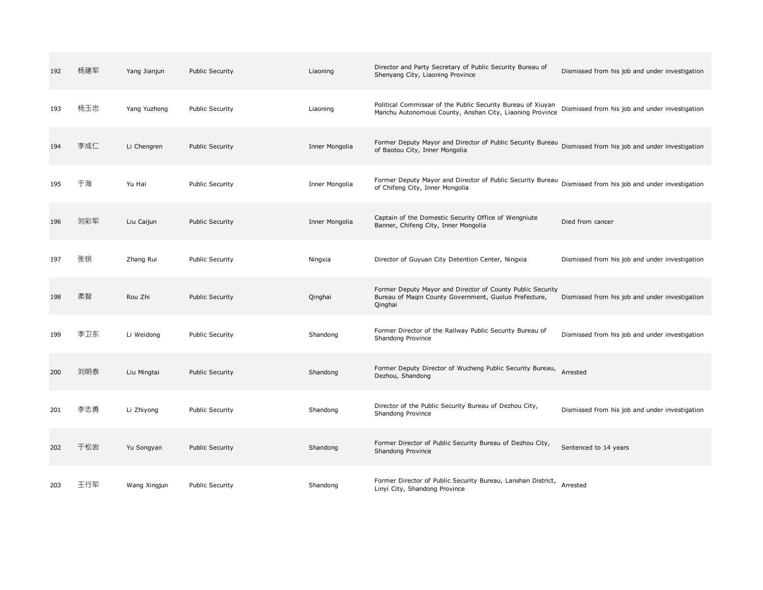| | | | | | | |
|---|---|---|---|---|---|---|
| 192 | 杨建军 | Yang Jianjun | Public Security | Liaoning | Director and Party Secretary of Public Security Bureau of Shenyang City, Liaoning Province | Dismissed from his job and under investigation |
| 193 | 杨玉忠 | Yang Yuzhong | Public Security | Liaoning | Political Commissar of the Public Security Bureau of Xiuyan Manchu Autonomous County, Anshan City, Liaoning Province | Dismissed from his job and under investigation |
| 194 | 李成仁 | Li Chengren | Public Security | Inner Mongolia | Former Deputy Mayor and Director of Public Security Bureau of Baotou City, Inner Mongolia | Dismissed from his job and under investigation |
| 195 | 于海 | Yu Hai | Public Security | Inner Mongolia | Former Deputy Mayor and Director of Public Security Bureau of Chifeng City, Inner Mongolia | Dismissed from his job and under investigation |
| 196 | 刘彩军 | Liu Caijun | Public Security | Inner Mongolia | Captain of the Domestic Security Office of Wengniute Banner, Chifeng City, Inner Mongolia | Died from cancer |
| 197 | 张锐 | Zhang Rui | Public Security | Ningxia | Director of Guyuan City Detention Center, Ningxia | Dismissed from his job and under investigation |
| 198 | 柔智 | Rou Zhi | Public Security | Qinghai | Former Deputy Mayor and Director of County Public Security Bureau of Maqin County Government, Guoluo Prefecture, Qinghai | Dismissed from his job and under investigation |
| 199 | 李卫东 | Li Weidong | Public Security | Shandong | Former Director of the Railway Public Security Bureau of Shandong Province | Dismissed from his job and under investigation |
| 200 | 刘明泰 | Liu Mingtai | Public Security | Shandong | Former Deputy Director of Wucheng Public Security Bureau, Dezhou, Shandong | Arrested |
| 201 | 李志勇 | Li Zhiyong | Public Security | Shandong | Director of the Public Security Bureau of Dezhou City, Shandong Province | Dismissed from his job and under investigation |
| 202 | 于松岩 | Yu Songyan | Public Security | Shandong | Former Director of Public Security Bureau of Dezhou City, Shandong Province | Sentenced to 14 years |
| 203 | 王行军 | Wang Xingjun | Public Security | Shandong | Former Director of Public Security Bureau, Lanshan District, Linyi City, Shandong Province | Arrested |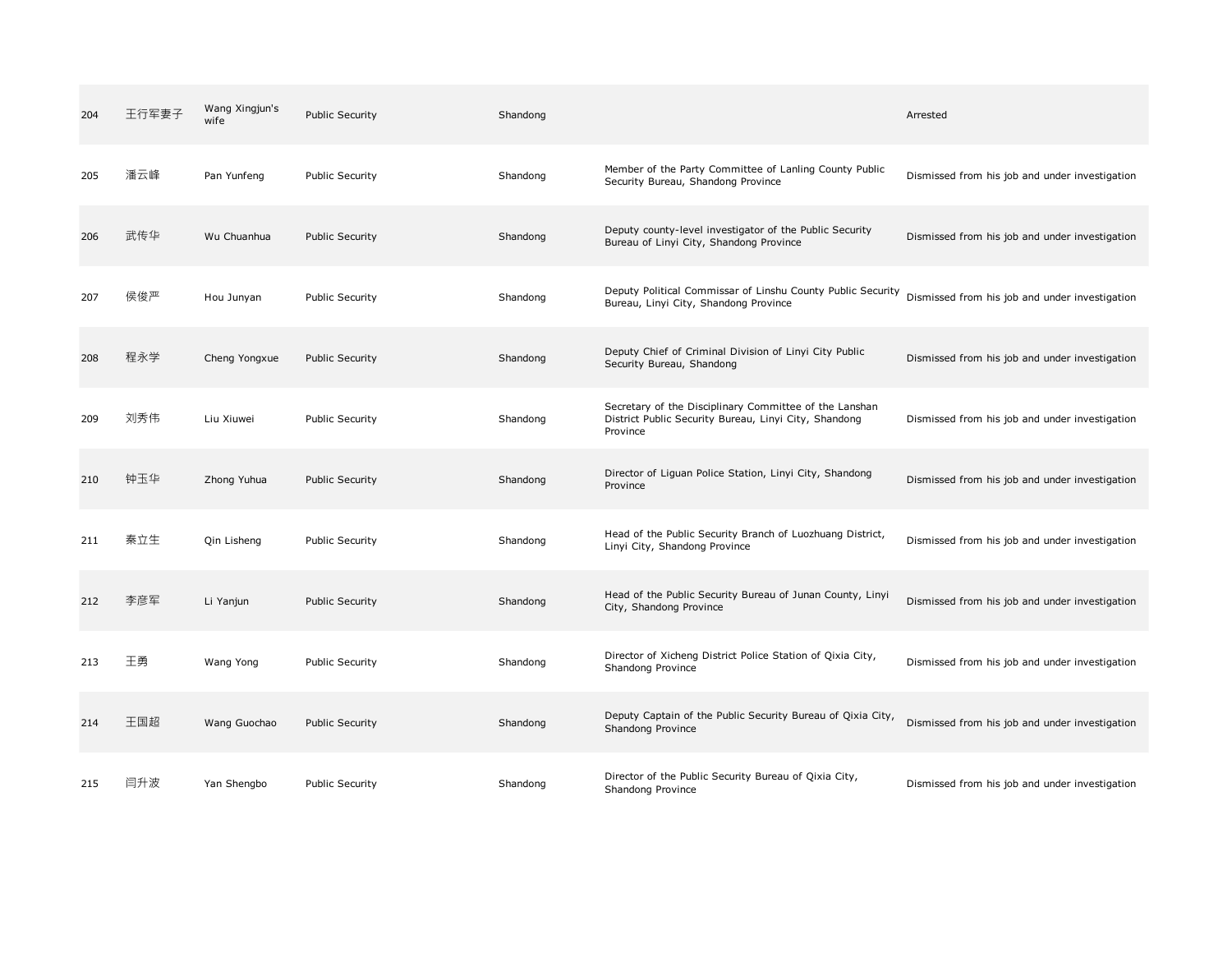| 204 | 王行军妻子 | Wang Xingjun's wife | Public Security | Shandong | | Arrested |
|---|---|---|---|---|---|---|
| 205 | 潘云峰 | Pan Yunfeng | Public Security | Shandong | Member of the Party Committee of Lanling County Public Security Bureau, Shandong Province | Dismissed from his job and under investigation |
| 206 | 武传华 | Wu Chuanhua | Public Security | Shandong | Deputy county-level investigator of the Public Security Bureau of Linyi City, Shandong Province | Dismissed from his job and under investigation |
| 207 | 侯俊严 | Hou Junyan | Public Security | Shandong | Deputy Political Commissar of Linshu County Public Security Bureau, Linyi City, Shandong Province | Dismissed from his job and under investigation |
| 208 | 程永学 | Cheng Yongxue | Public Security | Shandong | Deputy Chief of Criminal Division of Linyi City Public Security Bureau, Shandong | Dismissed from his job and under investigation |
| 209 | 刘秀伟 | Liu Xiuwei | Public Security | Shandong | Secretary of the Disciplinary Committee of the Lanshan District Public Security Bureau, Linyi City, Shandong Province | Dismissed from his job and under investigation |
| 210 | 钟玉华 | Zhong Yuhua | Public Security | Shandong | Director of Liguan Police Station, Linyi City, Shandong Province | Dismissed from his job and under investigation |
| 211 | 秦立生 | Qin Lisheng | Public Security | Shandong | Head of the Public Security Branch of Luozhuang District, Linyi City, Shandong Province | Dismissed from his job and under investigation |
| 212 | 李彦军 | Li Yanjun | Public Security | Shandong | Head of the Public Security Bureau of Junan County, Linyi City, Shandong Province | Dismissed from his job and under investigation |
| 213 | 王勇 | Wang Yong | Public Security | Shandong | Director of Xicheng District Police Station of Qixia City, Shandong Province | Dismissed from his job and under investigation |
| 214 | 王国超 | Wang Guochao | Public Security | Shandong | Deputy Captain of the Public Security Bureau of Qixia City, Shandong Province | Dismissed from his job and under investigation |
| 215 | 闫升波 | Yan Shengbo | Public Security | Shandong | Director of the Public Security Bureau of Qixia City, Shandong Province | Dismissed from his job and under investigation |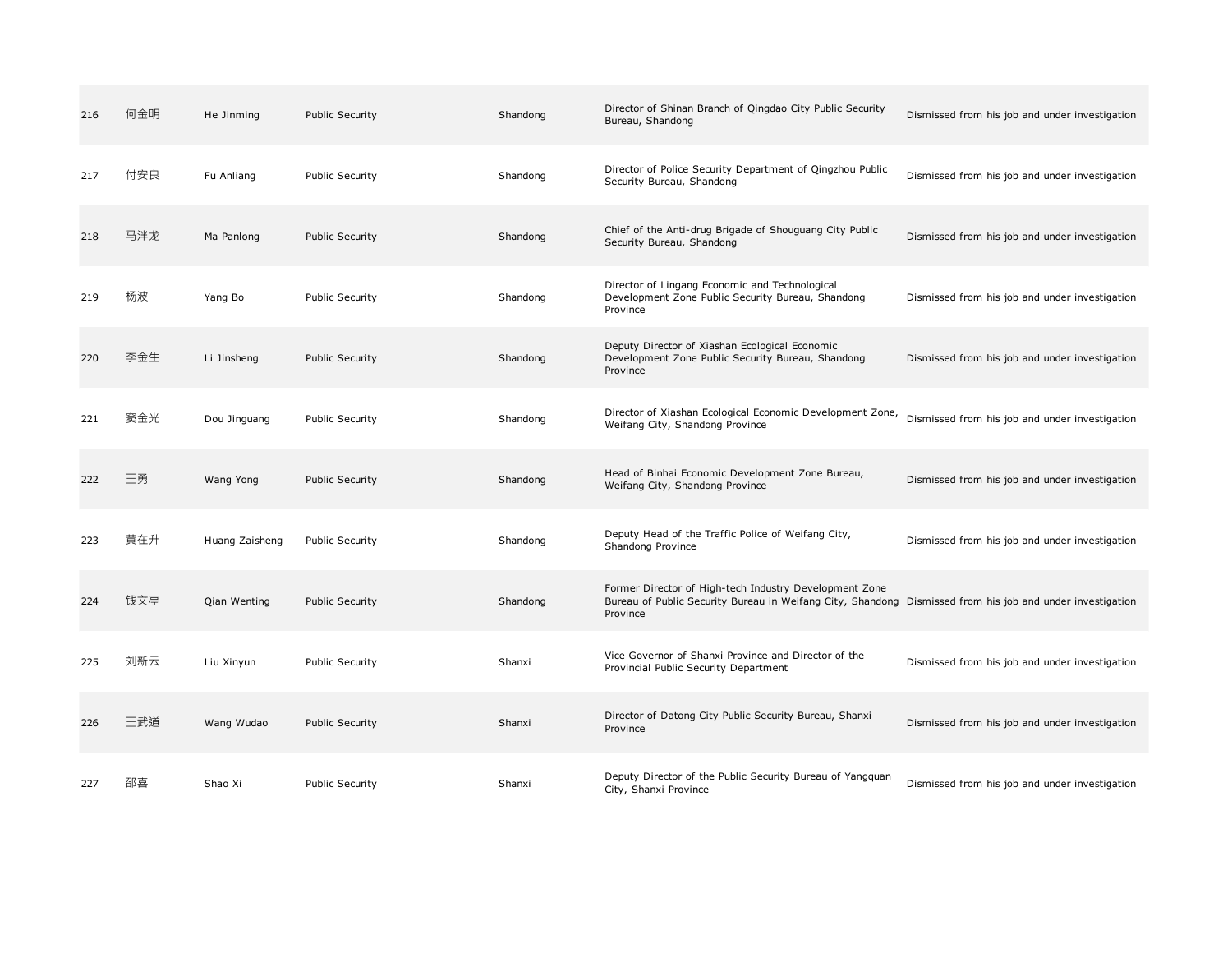| | | | | | | |
|---|---|---|---|---|---|---|
| 216 | 何金明 | He Jinming | Public Security | Shandong | Director of Shinan Branch of Qingdao City Public Security Bureau, Shandong | Dismissed from his job and under investigation |
| 217 | 付安良 | Fu Anliang | Public Security | Shandong | Director of Police Security Department of Qingzhou Public Security Bureau, Shandong | Dismissed from his job and under investigation |
| 218 | 马泮龙 | Ma Panlong | Public Security | Shandong | Chief of the Anti-drug Brigade of Shouguang City Public Security Bureau, Shandong | Dismissed from his job and under investigation |
| 219 | 杨波 | Yang Bo | Public Security | Shandong | Director of Lingang Economic and Technological Development Zone Public Security Bureau, Shandong Province | Dismissed from his job and under investigation |
| 220 | 李金生 | Li Jinsheng | Public Security | Shandong | Deputy Director of Xiashan Ecological Economic Development Zone Public Security Bureau, Shandong Province | Dismissed from his job and under investigation |
| 221 | 窦金光 | Dou Jinguang | Public Security | Shandong | Director of Xiashan Ecological Economic Development Zone, Weifang City, Shandong Province | Dismissed from his job and under investigation |
| 222 | 王勇 | Wang Yong | Public Security | Shandong | Head of Binhai Economic Development Zone Bureau, Weifang City, Shandong Province | Dismissed from his job and under investigation |
| 223 | 黄在升 | Huang Zaisheng | Public Security | Shandong | Deputy Head of the Traffic Police of Weifang City, Shandong Province | Dismissed from his job and under investigation |
| 224 | 钱文亭 | Qian Wenting | Public Security | Shandong | Former Director of High-tech Industry Development Zone Bureau of Public Security Bureau in Weifang City, Shandong Province | Dismissed from his job and under investigation |
| 225 | 刘新云 | Liu Xinyun | Public Security | Shanxi | Vice Governor of Shanxi Province and Director of the Provincial Public Security Department | Dismissed from his job and under investigation |
| 226 | 王武道 | Wang Wudao | Public Security | Shanxi | Director of Datong City Public Security Bureau, Shanxi Province | Dismissed from his job and under investigation |
| 227 | 邵喜 | Shao Xi | Public Security | Shanxi | Deputy Director of the Public Security Bureau of Yangquan City, Shanxi Province | Dismissed from his job and under investigation |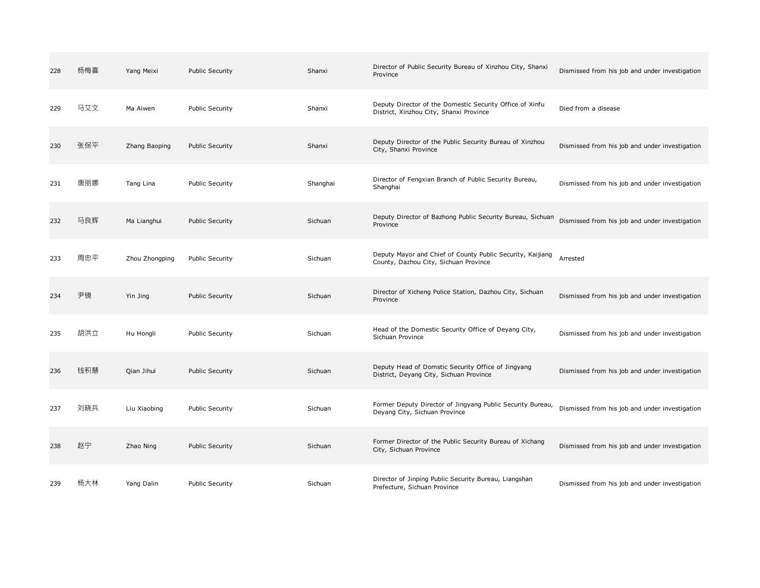| | | | | | | |
|---|---|---|---|---|---|---|
| 228 | 杨梅喜 | Yang Meixi | Public Security | Shanxi | Director of Public Security Bureau of Xinzhou City, Shanxi Province | Dismissed from his job and under investigation |
| 229 | 马艾文 | Ma Aiwen | Public Security | Shanxi | Deputy Director of the Domestic Security Office of Xinfu District, Xinzhou City, Shanxi Province | Died from a disease |
| 230 | 张保平 | Zhang Baoping | Public Security | Shanxi | Deputy Director of the Public Security Bureau of Xinzhou City, Shanxi Province | Dismissed from his job and under investigation |
| 231 | 唐丽娜 | Tang Lina | Public Security | Shanghai | Director of Fengxian Branch of Public Security Bureau, Shanghai | Dismissed from his job and under investigation |
| 232 | 马良辉 | Ma Lianghui | Public Security | Sichuan | Deputy Director of Bazhong Public Security Bureau, Sichuan Province | Dismissed from his job and under investigation |
| 233 | 周忠平 | Zhou Zhongping | Public Security | Sichuan | Deputy Mayor and Chief of County Public Security, Kaijiang County, Dazhou City, Sichuan Province | Arrested |
| 234 | 尹镜 | Yin Jing | Public Security | Sichuan | Director of Xicheng Police Station, Dazhou City, Sichuan Province | Dismissed from his job and under investigation |
| 235 | 胡洪立 | Hu Hongli | Public Security | Sichuan | Head of the Domestic Security Office of Deyang City, Sichuan Province | Dismissed from his job and under investigation |
| 236 | 钱积慧 | Qian Jihui | Public Security | Sichuan | Deputy Head of Domstic Security Office of Jingyang District, Deyang City, Sichuan Province | Dismissed from his job and under investigation |
| 237 | 刘晓兵 | Liu Xiaobing | Public Security | Sichuan | Former Deputy Director of Jingyang Public Security Bureau, Deyang City, Sichuan Province | Dismissed from his job and under investigation |
| 238 | 赵宁 | Zhao Ning | Public Security | Sichuan | Former Director of the Public Security Bureau of Xichang City, Sichuan Province | Dismissed from his job and under investigation |
| 239 | 杨大林 | Yang Dalin | Public Security | Sichuan | Director of Jinping Public Security Bureau, Liangshan Prefecture, Sichuan Province | Dismissed from his job and under investigation |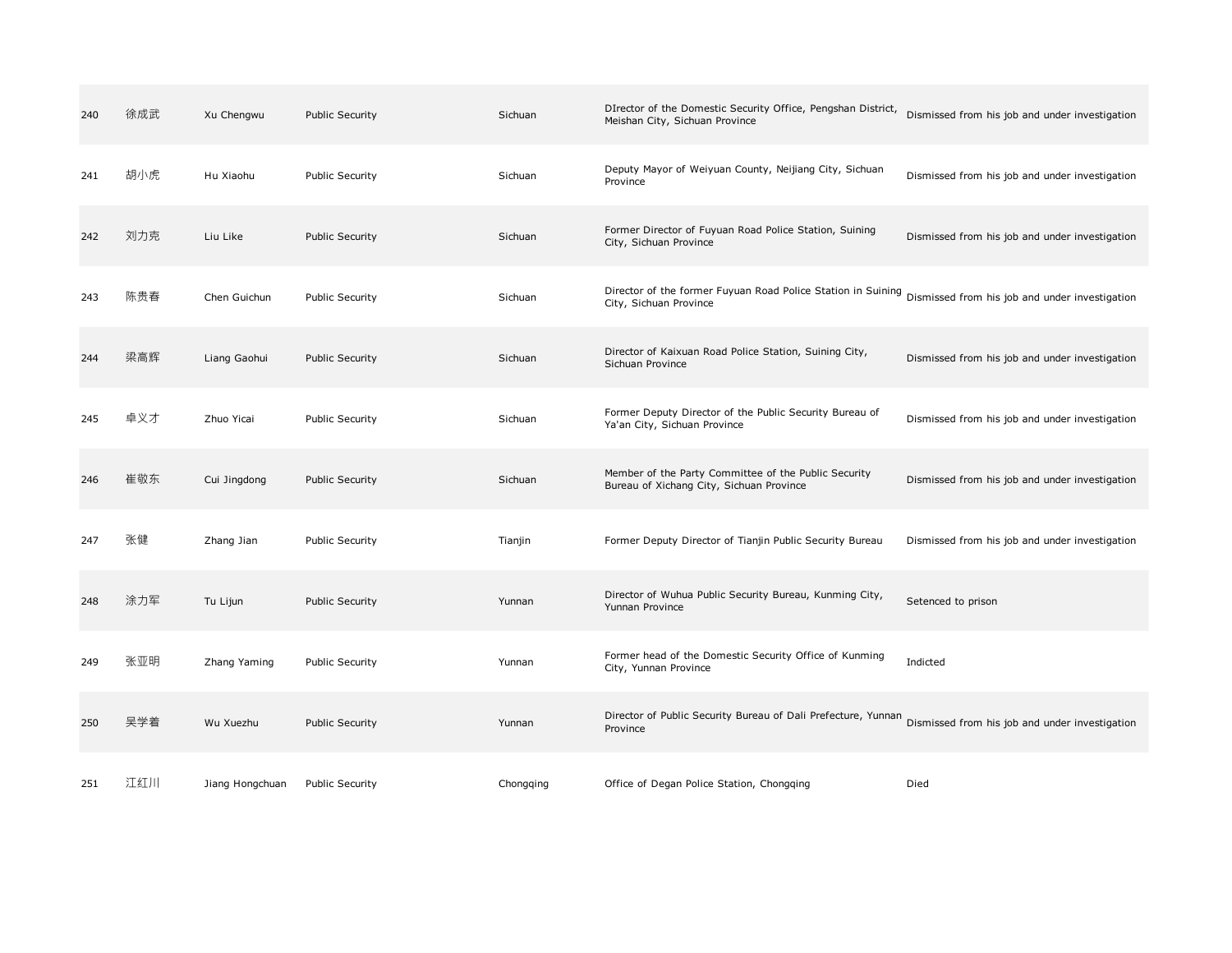| | | | | | | |
|---|---|---|---|---|---|---|
| 240 | 徐成武 | Xu Chengwu | Public Security | Sichuan | DIrector of the Domestic Security Office, Pengshan District, Meishan City, Sichuan Province | Dismissed from his job and under investigation |
| 241 | 胡小虎 | Hu Xiaohu | Public Security | Sichuan | Deputy Mayor of Weiyuan County, Neijiang City, Sichuan Province | Dismissed from his job and under investigation |
| 242 | 刘力克 | Liu Like | Public Security | Sichuan | Former Director of Fuyuan Road Police Station, Suining City, Sichuan Province | Dismissed from his job and under investigation |
| 243 | 陈贵春 | Chen Guichun | Public Security | Sichuan | Director of the former Fuyuan Road Police Station in Suining City, Sichuan Province | Dismissed from his job and under investigation |
| 244 | 梁高辉 | Liang Gaohui | Public Security | Sichuan | Director of Kaixuan Road Police Station, Suining City, Sichuan Province | Dismissed from his job and under investigation |
| 245 | 卓义才 | Zhuo Yicai | Public Security | Sichuan | Former Deputy Director of the Public Security Bureau of Ya'an City, Sichuan Province | Dismissed from his job and under investigation |
| 246 | 崔敬东 | Cui Jingdong | Public Security | Sichuan | Member of the Party Committee of the Public Security Bureau of Xichang City, Sichuan Province | Dismissed from his job and under investigation |
| 247 | 张健 | Zhang Jian | Public Security | Tianjin | Former Deputy Director of Tianjin Public Security Bureau | Dismissed from his job and under investigation |
| 248 | 涂力军 | Tu Lijun | Public Security | Yunnan | Director of Wuhua Public Security Bureau, Kunming City, Yunnan Province | Setenced to prison |
| 249 | 张亚明 | Zhang Yaming | Public Security | Yunnan | Former head of the Domestic Security Office of Kunming City, Yunnan Province | Indicted |
| 250 | 吴学着 | Wu Xuezhu | Public Security | Yunnan | Director of Public Security Bureau of Dali Prefecture, Yunnan Province | Dismissed from his job and under investigation |
| 251 | 江红川 | Jiang Hongchuan | Public Security | Chongqing | Office of Degan Police Station, Chongqing | Died |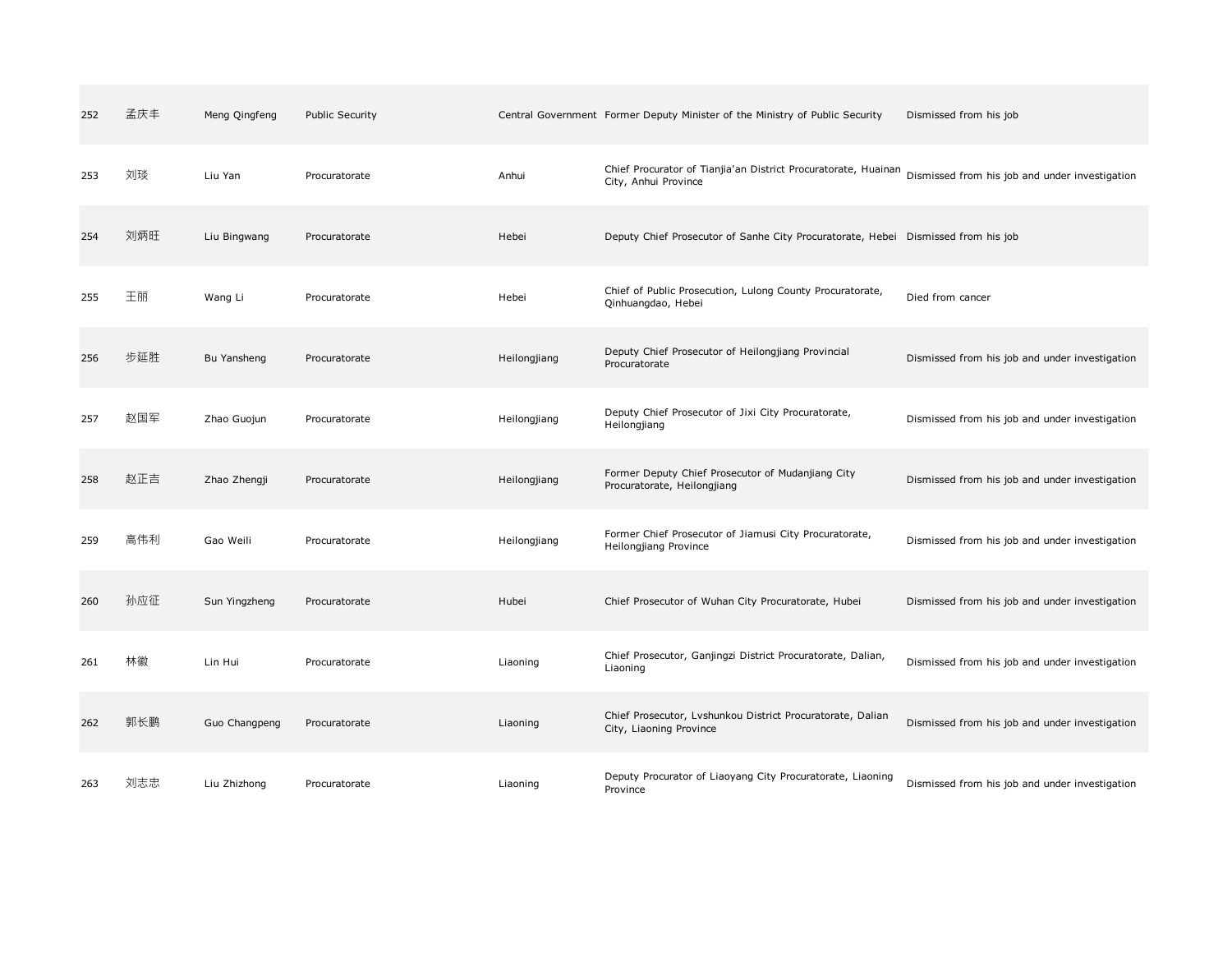| 252 | 孟庆丰 | Meng Qingfeng | Public Security | Central Government | Former Deputy Minister of the Ministry of Public Security | Dismissed from his job |
|---|---|---|---|---|---|---|
| 253 | 刘琰 | Liu Yan | Procuratorate | Anhui | Chief Procurator of Tianjia'an District Procuratorate, Huainan City, Anhui Province | Dismissed from his job and under investigation |
| 254 | 刘炳旺 | Liu Bingwang | Procuratorate | Hebei | Deputy Chief Prosecutor of Sanhe City Procuratorate, Hebei | Dismissed from his job |
| 255 | 王丽 | Wang Li | Procuratorate | Hebei | Chief of Public Prosecution, Lulong County Procuratorate, Qinhuangdao, Hebei | Died from cancer |
| 256 | 步延胜 | Bu Yansheng | Procuratorate | Heilongjiang | Deputy Chief Prosecutor of Heilongjiang Provincial Procuratorate | Dismissed from his job and under investigation |
| 257 | 赵国军 | Zhao Guojun | Procuratorate | Heilongjiang | Deputy Chief Prosecutor of Jixi City Procuratorate, Heilongjiang | Dismissed from his job and under investigation |
| 258 | 赵正吉 | Zhao Zhengji | Procuratorate | Heilongjiang | Former Deputy Chief Prosecutor of Mudanjiang City Procuratorate, Heilongjiang | Dismissed from his job and under investigation |
| 259 | 高伟利 | Gao Weili | Procuratorate | Heilongjiang | Former Chief Prosecutor of Jiamusi City Procuratorate, Heilongjiang Province | Dismissed from his job and under investigation |
| 260 | 孙应征 | Sun Yingzheng | Procuratorate | Hubei | Chief Prosecutor of Wuhan City Procuratorate, Hubei | Dismissed from his job and under investigation |
| 261 | 林徽 | Lin Hui | Procuratorate | Liaoning | Chief Prosecutor, Ganjingzi District Procuratorate, Dalian, Liaoning | Dismissed from his job and under investigation |
| 262 | 郭长鹏 | Guo Changpeng | Procuratorate | Liaoning | Chief Prosecutor, Lvshunkou District Procuratorate, Dalian City, Liaoning Province | Dismissed from his job and under investigation |
| 263 | 刘志忠 | Liu Zhizhong | Procuratorate | Liaoning | Deputy Procurator of Liaoyang City Procuratorate, Liaoning Province | Dismissed from his job and under investigation |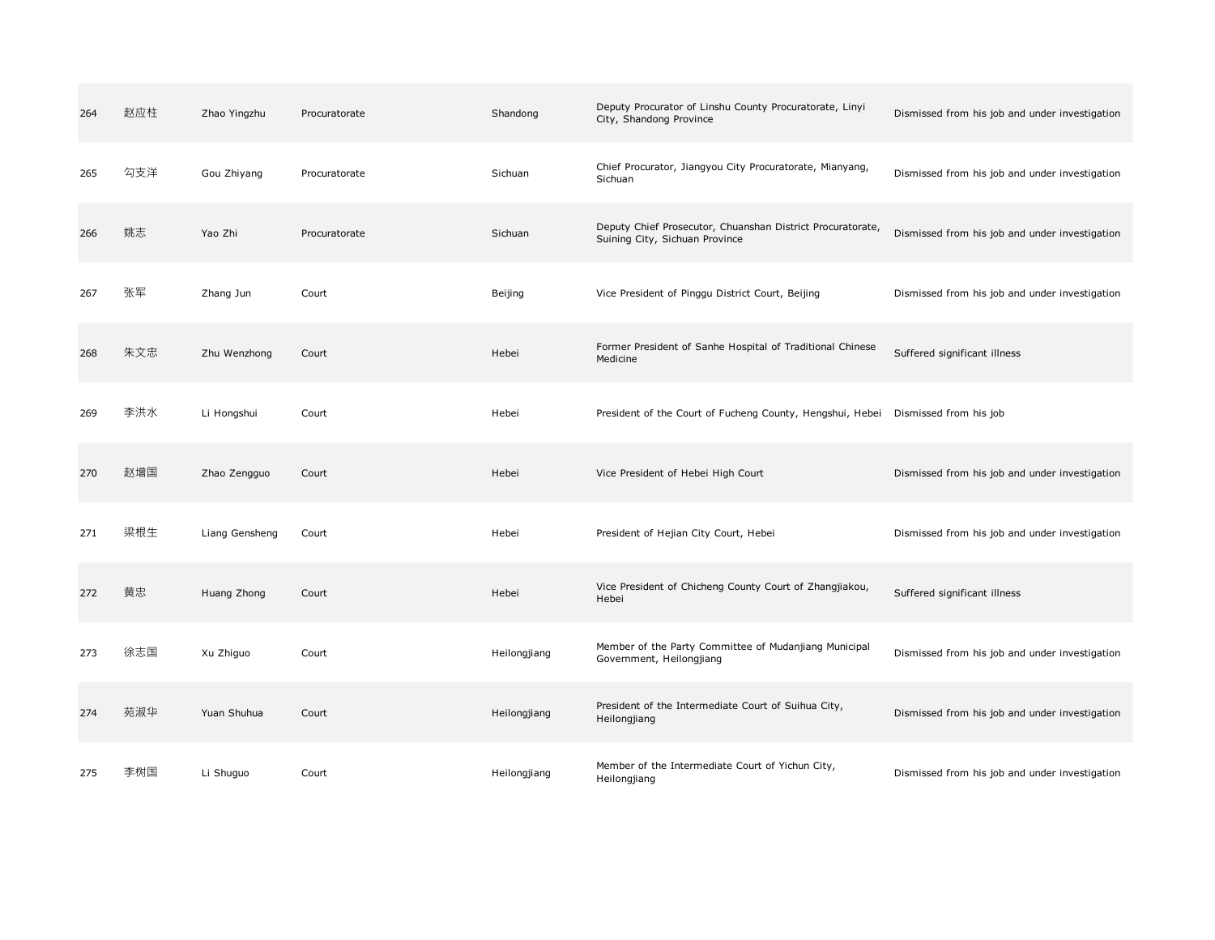| 264 | 赵应柱 | Zhao Yingzhu | Procuratorate | Shandong | Deputy Procurator of Linshu County Procuratorate, Linyi City, Shandong Province | Dismissed from his job and under investigation |
|---|---|---|---|---|---|---|
| 265 | 勾支洋 | Gou Zhiyang | Procuratorate | Sichuan | Chief Procurator, Jiangyou City Procuratorate, Mianyang, Sichuan | Dismissed from his job and under investigation |
| 266 | 姚志 | Yao Zhi | Procuratorate | Sichuan | Deputy Chief Prosecutor, Chuanshan District Procuratorate, Suining City, Sichuan Province | Dismissed from his job and under investigation |
| 267 | 张军 | Zhang Jun | Court | Beijing | Vice President of Pinggu District Court, Beijing | Dismissed from his job and under investigation |
| 268 | 朱文忠 | Zhu Wenzhong | Court | Hebei | Former President of Sanhe Hospital of Traditional Chinese Medicine | Suffered significant illness |
| 269 | 李洪水 | Li Hongshui | Court | Hebei | President of the Court of Fucheng County, Hengshui, Hebei | Dismissed from his job |
| 270 | 赵增国 | Zhao Zengguo | Court | Hebei | Vice President of Hebei High Court | Dismissed from his job and under investigation |
| 271 | 梁根生 | Liang Gensheng | Court | Hebei | President of Hejian City Court, Hebei | Dismissed from his job and under investigation |
| 272 | 黄忠 | Huang Zhong | Court | Hebei | Vice President of Chicheng County Court of Zhangjiakou, Hebei | Suffered significant illness |
| 273 | 徐志国 | Xu Zhiguo | Court | Heilongjiang | Member of the Party Committee of Mudanjiang Municipal Government, Heilongjiang | Dismissed from his job and under investigation |
| 274 | 苑淑华 | Yuan Shuhua | Court | Heilongjiang | President of the Intermediate Court of Suihua City, Heilongjiang | Dismissed from his job and under investigation |
| 275 | 李树国 | Li Shuguo | Court | Heilongjiang | Member of the Intermediate Court of Yichun City, Heilongjiang | Dismissed from his job and under investigation |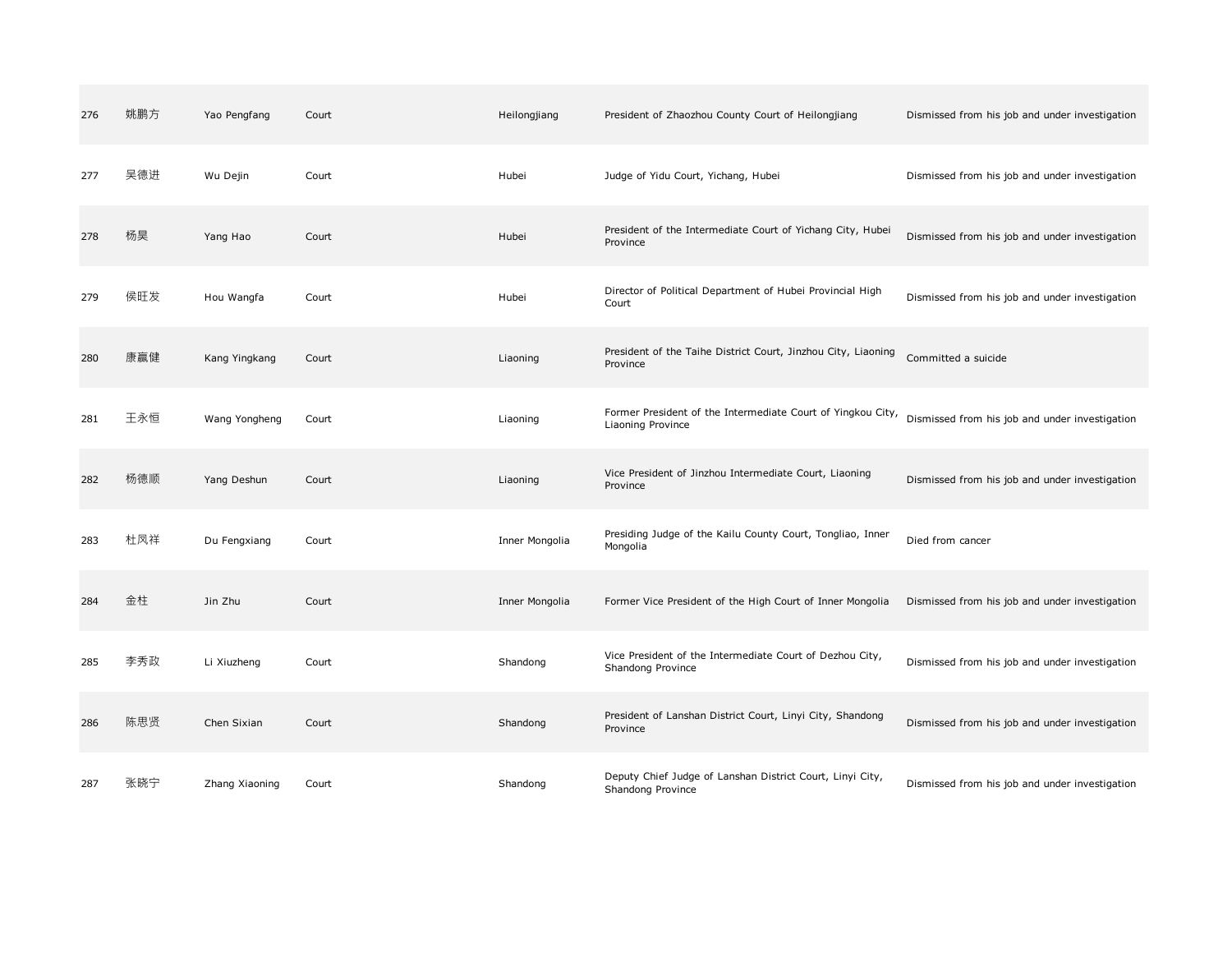| | | | | | | |
|---|---|---|---|---|---|---|
| 276 | 姚鹏方 | Yao Pengfang | Court | Heilongjiang | President of Zhaozhou County Court of Heilongjiang | Dismissed from his job and under investigation |
| 277 | 吴德进 | Wu Dejin | Court | Hubei | Judge of Yidu Court, Yichang, Hubei | Dismissed from his job and under investigation |
| 278 | 杨昊 | Yang Hao | Court | Hubei | President of the Intermediate Court of Yichang City, Hubei Province | Dismissed from his job and under investigation |
| 279 | 侯旺发 | Hou Wangfa | Court | Hubei | Director of Political Department of Hubei Provincial High Court | Dismissed from his job and under investigation |
| 280 | 康赢健 | Kang Yingkang | Court | Liaoning | President of the Taihe District Court, Jinzhou City, Liaoning Province | Committed a suicide |
| 281 | 王永恒 | Wang Yongheng | Court | Liaoning | Former President of the Intermediate Court of Yingkou City, Liaoning Province | Dismissed from his job and under investigation |
| 282 | 杨德顺 | Yang Deshun | Court | Liaoning | Vice President of Jinzhou Intermediate Court, Liaoning Province | Dismissed from his job and under investigation |
| 283 | 杜凤祥 | Du Fengxiang | Court | Inner Mongolia | Presiding Judge of the Kailu County Court, Tongliao, Inner Mongolia | Died from cancer |
| 284 | 金柱 | Jin Zhu | Court | Inner Mongolia | Former Vice President of the High Court of Inner Mongolia | Dismissed from his job and under investigation |
| 285 | 李秀政 | Li Xiuzheng | Court | Shandong | Vice President of the Intermediate Court of Dezhou City, Shandong Province | Dismissed from his job and under investigation |
| 286 | 陈思贤 | Chen Sixian | Court | Shandong | President of Lanshan District Court, Linyi City, Shandong Province | Dismissed from his job and under investigation |
| 287 | 张晓宁 | Zhang Xiaoning | Court | Shandong | Deputy Chief Judge of Lanshan District Court, Linyi City, Shandong Province | Dismissed from his job and under investigation |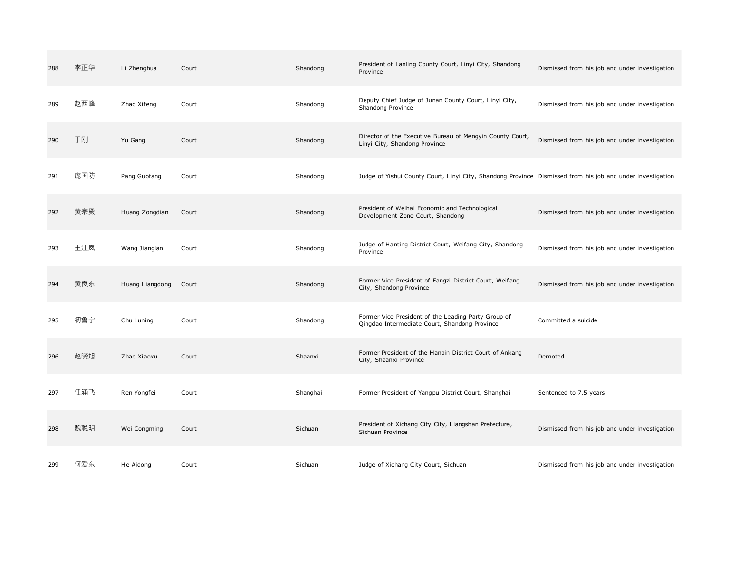| | | | | | | |
|---|---|---|---|---|---|---|
| 288 | 李正华 | Li Zhenghua | Court | Shandong | President of Lanling County Court, Linyi City, Shandong Province | Dismissed from his job and under investigation |
| 289 | 赵西峰 | Zhao Xifeng | Court | Shandong | Deputy Chief Judge of Junan County Court, Linyi City, Shandong Province | Dismissed from his job and under investigation |
| 290 | 于刚 | Yu Gang | Court | Shandong | Director of the Executive Bureau of Mengyin County Court, Linyi City, Shandong Province | Dismissed from his job and under investigation |
| 291 | 庞国防 | Pang Guofang | Court | Shandong | Judge of Yishui County Court, Linyi City, Shandong Province | Dismissed from his job and under investigation |
| 292 | 黄宗殿 | Huang Zongdian | Court | Shandong | President of Weihai Economic and Technological Development Zone Court, Shandong | Dismissed from his job and under investigation |
| 293 | 王江岚 | Wang Jianglan | Court | Shandong | Judge of Hanting District Court, Weifang City, Shandong Province | Dismissed from his job and under investigation |
| 294 | 黄良东 | Huang Liangdong | Court | Shandong | Former Vice President of Fangzi District Court, Weifang City, Shandong Province | Dismissed from his job and under investigation |
| 295 | 初鲁宁 | Chu Luning | Court | Shandong | Former Vice President of the Leading Party Group of Qingdao Intermediate Court, Shandong Province | Committed a suicide |
| 296 | 赵晓旭 | Zhao Xiaoxu | Court | Shaanxi | Former President of the Hanbin District Court of Ankang City, Shaanxi Province | Demoted |
| 297 | 任涌飞 | Ren Yongfei | Court | Shanghai | Former President of Yangpu District Court, Shanghai | Sentenced to 7.5 years |
| 298 | 魏聪明 | Wei Congming | Court | Sichuan | President of Xichang City City, Liangshan Prefecture, Sichuan Province | Dismissed from his job and under investigation |
| 299 | 何爱东 | He Aidong | Court | Sichuan | Judge of Xichang City Court, Sichuan | Dismissed from his job and under investigation |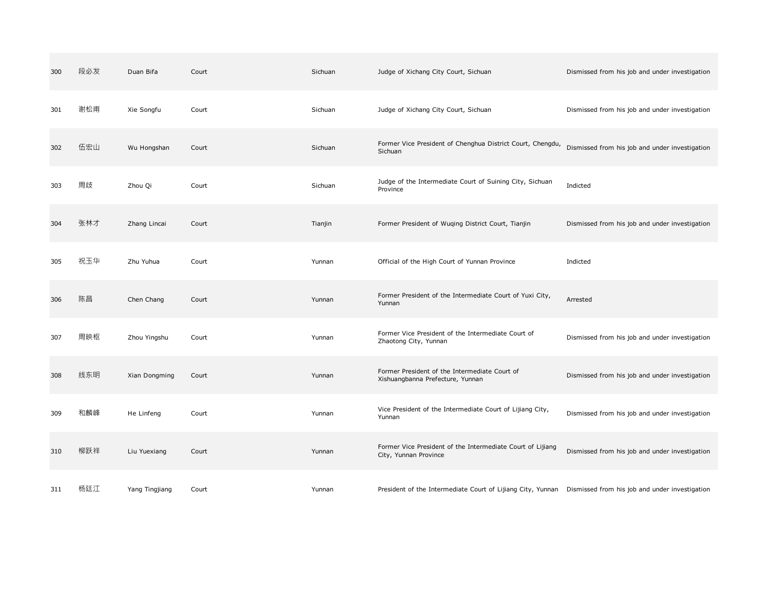| 300 | 段必发 | Duan Bifa | Court | Sichuan | Judge of Xichang City Court, Sichuan | Dismissed from his job and under investigation |
|---|---|---|---|---|---|---|
| 301 | 谢松甫 | Xie Songfu | Court | Sichuan | Judge of Xichang City Court, Sichuan | Dismissed from his job and under investigation |
| 302 | 伍宏山 | Wu Hongshan | Court | Sichuan | Former Vice President of Chenghua District Court, Chengdu, Sichuan | Dismissed from his job and under investigation |
| 303 | 周歧 | Zhou Qi | Court | Sichuan | Judge of the Intermediate Court of Suining City, Sichuan Province | Indicted |
| 304 | 张林才 | Zhang Lincai | Court | Tianjin | Former President of Wuqing District Court, Tianjin | Dismissed from his job and under investigation |
| 305 | 祝玉华 | Zhu Yuhua | Court | Yunnan | Official of the High Court of Yunnan Province | Indicted |
| 306 | 陈昌 | Chen Chang | Court | Yunnan | Former President of the Intermediate Court of Yuxi City, Yunnan | Arrested |
| 307 | 周映枢 | Zhou Yingshu | Court | Yunnan | Former Vice President of the Intermediate Court of Zhaotong City, Yunnan | Dismissed from his job and under investigation |
| 308 | 线东明 | Xian Dongming | Court | Yunnan | Former President of the Intermediate Court of Xishuangbanna Prefecture, Yunnan | Dismissed from his job and under investigation |
| 309 | 和麟峰 | He Linfeng | Court | Yunnan | Vice President of the Intermediate Court of Lijiang City, Yunnan | Dismissed from his job and under investigation |
| 310 | 柳跃祥 | Liu Yuexiang | Court | Yunnan | Former Vice President of the Intermediate Court of Lijiang City, Yunnan Province | Dismissed from his job and under investigation |
| 311 | 杨廷江 | Yang Tingjiang | Court | Yunnan | President of the Intermediate Court of Lijiang City, Yunnan | Dismissed from his job and under investigation |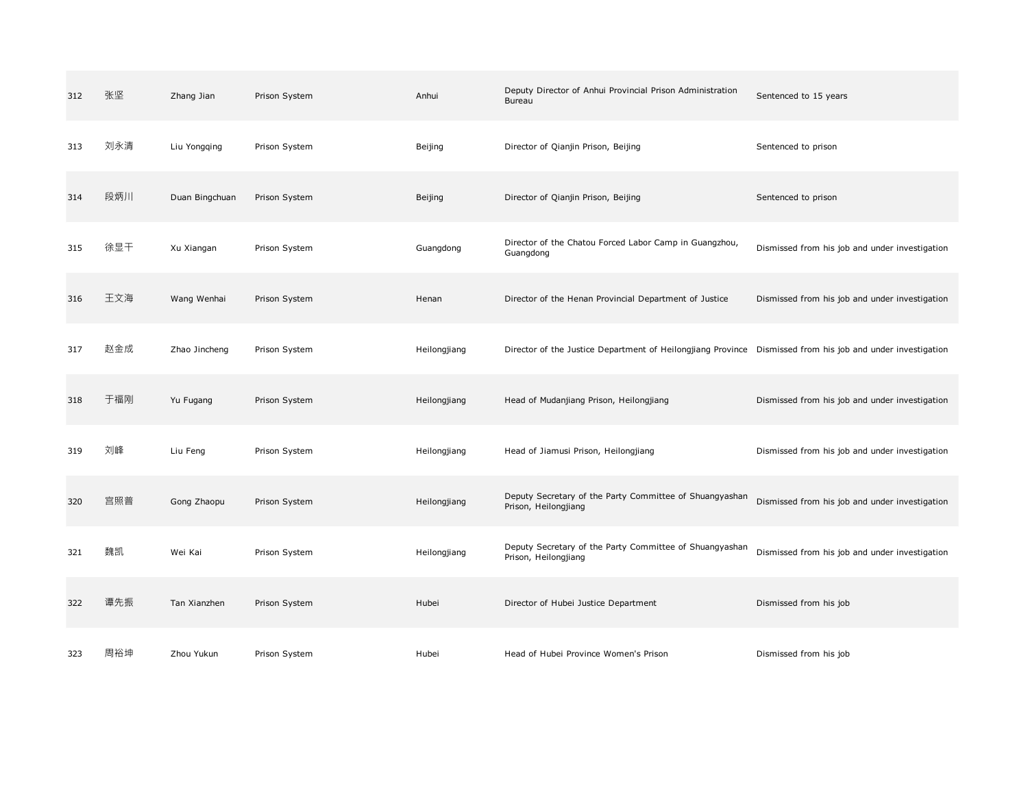| 312 | 张坚 | Zhang Jian | Prison System | Anhui | Deputy Director of Anhui Provincial Prison Administration Bureau | Sentenced to 15 years |
|---|---|---|---|---|---|---|
| 313 | 刘永清 | Liu Yongqing | Prison System | Beijing | Director of Qianjin Prison, Beijing | Sentenced to prison |
| 314 | 段炳川 | Duan Bingchuan | Prison System | Beijing | Director of Qianjin Prison, Beijing | Sentenced to prison |
| 315 | 徐显干 | Xu Xiangan | Prison System | Guangdong | Director of the Chatou Forced Labor Camp in Guangzhou, Guangdong | Dismissed from his job and under investigation |
| 316 | 王文海 | Wang Wenhai | Prison System | Henan | Director of the Henan Provincial Department of Justice | Dismissed from his job and under investigation |
| 317 | 赵金成 | Zhao Jincheng | Prison System | Heilongjiang | Director of the Justice Department of Heilongjiang Province | Dismissed from his job and under investigation |
| 318 | 于福刚 | Yu Fugang | Prison System | Heilongjiang | Head of Mudanjiang Prison, Heilongjiang | Dismissed from his job and under investigation |
| 319 | 刘峰 | Liu Feng | Prison System | Heilongjiang | Head of Jiamusi Prison, Heilongjiang | Dismissed from his job and under investigation |
| 320 | 宫照普 | Gong Zhaopu | Prison System | Heilongjiang | Deputy Secretary of the Party Committee of Shuangyashan Prison, Heilongjiang | Dismissed from his job and under investigation |
| 321 | 魏凯 | Wei Kai | Prison System | Heilongjiang | Deputy Secretary of the Party Committee of Shuangyashan Prison, Heilongjiang | Dismissed from his job and under investigation |
| 322 | 谭先振 | Tan Xianzhen | Prison System | Hubei | Director of Hubei Justice Department | Dismissed from his job |
| 323 | 周裕坤 | Zhou Yukun | Prison System | Hubei | Head of Hubei Province Women's Prison | Dismissed from his job |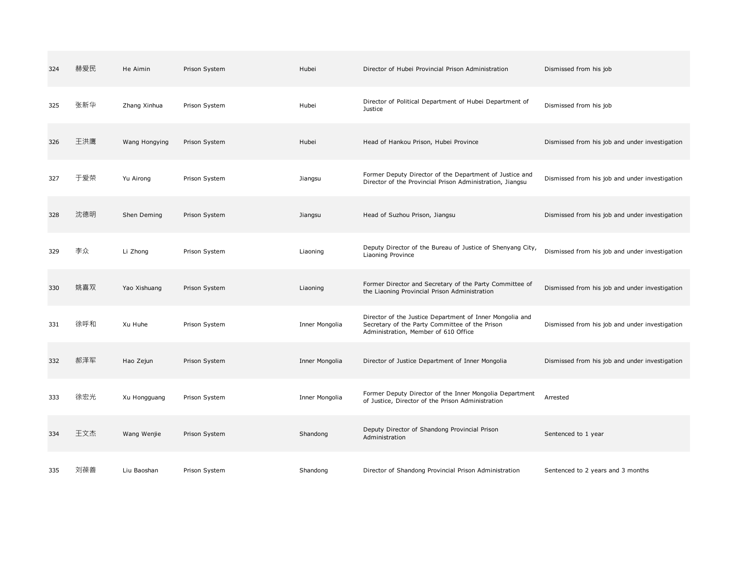| 324 | 赫爱民 | He Aimin | Prison System | Hubei | Director of Hubei Provincial Prison Administration | Dismissed from his job |
|---|---|---|---|---|---|---|
| 325 | 张新华 | Zhang Xinhua | Prison System | Hubei | Director of Political Department of Hubei Department of Justice | Dismissed from his job |
| 326 | 王洪鹰 | Wang Hongying | Prison System | Hubei | Head of Hankou Prison, Hubei Province | Dismissed from his job and under investigation |
| 327 | 于爱荣 | Yu Airong | Prison System | Jiangsu | Former Deputy Director of the Department of Justice and Director of the Provincial Prison Administration, Jiangsu | Dismissed from his job and under investigation |
| 328 | 沈德明 | Shen Deming | Prison System | Jiangsu | Head of Suzhou Prison, Jiangsu | Dismissed from his job and under investigation |
| 329 | 李众 | Li Zhong | Prison System | Liaoning | Deputy Director of the Bureau of Justice of Shenyang City, Liaoning Province | Dismissed from his job and under investigation |
| 330 | 姚喜双 | Yao Xishuang | Prison System | Liaoning | Former Director and Secretary of the Party Committee of the Liaoning Provincial Prison Administration | Dismissed from his job and under investigation |
| 331 | 徐呼和 | Xu Huhe | Prison System | Inner Mongolia | Director of the Justice Department of Inner Mongolia and Secretary of the Party Committee of the Prison Administration, Member of 610 Office | Dismissed from his job and under investigation |
| 332 | 郝泽军 | Hao Zejun | Prison System | Inner Mongolia | Director of Justice Department of Inner Mongolia | Dismissed from his job and under investigation |
| 333 | 徐宏光 | Xu Hongguang | Prison System | Inner Mongolia | Former Deputy Director of the Inner Mongolia Department of Justice, Director of the Prison Administration | Arrested |
| 334 | 王文杰 | Wang Wenjie | Prison System | Shandong | Deputy Director of Shandong Provincial Prison Administration | Sentenced to 1 year |
| 335 | 刘葆善 | Liu Baoshan | Prison System | Shandong | Director of Shandong Provincial Prison Administration | Sentenced to 2 years and 3 months |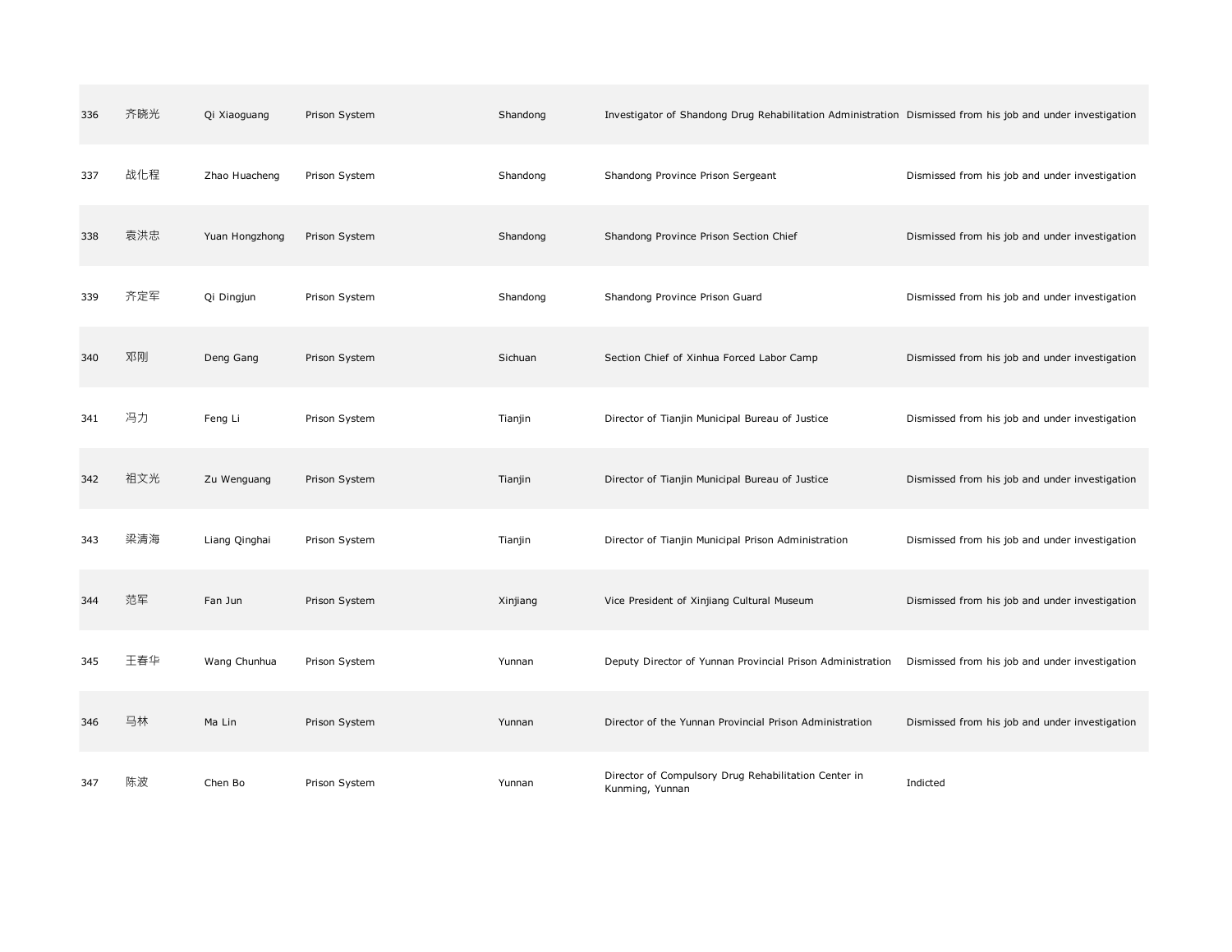| | | | | | | |
|---|---|---|---|---|---|---|
| 336 | 齐晓光 | Qi Xiaoguang | Prison System | Shandong | Investigator of Shandong Drug Rehabilitation Administration | Dismissed from his job and under investigation |
| 337 | 战化程 | Zhao Huacheng | Prison System | Shandong | Shandong Province Prison Sergeant | Dismissed from his job and under investigation |
| 338 | 袁洪忠 | Yuan Hongzhong | Prison System | Shandong | Shandong Province Prison Section Chief | Dismissed from his job and under investigation |
| 339 | 齐定军 | Qi Dingjun | Prison System | Shandong | Shandong Province Prison Guard | Dismissed from his job and under investigation |
| 340 | 邓刚 | Deng Gang | Prison System | Sichuan | Section Chief of Xinhua Forced Labor Camp | Dismissed from his job and under investigation |
| 341 | 冯力 | Feng Li | Prison System | Tianjin | Director of Tianjin Municipal Bureau of Justice | Dismissed from his job and under investigation |
| 342 | 祖文光 | Zu Wenguang | Prison System | Tianjin | Director of Tianjin Municipal Bureau of Justice | Dismissed from his job and under investigation |
| 343 | 梁清海 | Liang Qinghai | Prison System | Tianjin | Director of Tianjin Municipal Prison Administration | Dismissed from his job and under investigation |
| 344 | 范军 | Fan Jun | Prison System | Xinjiang | Vice President of Xinjiang Cultural Museum | Dismissed from his job and under investigation |
| 345 | 王春华 | Wang Chunhua | Prison System | Yunnan | Deputy Director of Yunnan Provincial Prison Administration | Dismissed from his job and under investigation |
| 346 | 马林 | Ma Lin | Prison System | Yunnan | Director of the Yunnan Provincial Prison Administration | Dismissed from his job and under investigation |
| 347 | 陈波 | Chen Bo | Prison System | Yunnan | Director of Compulsory Drug Rehabilitation Center in Kunming, Yunnan | Indicted |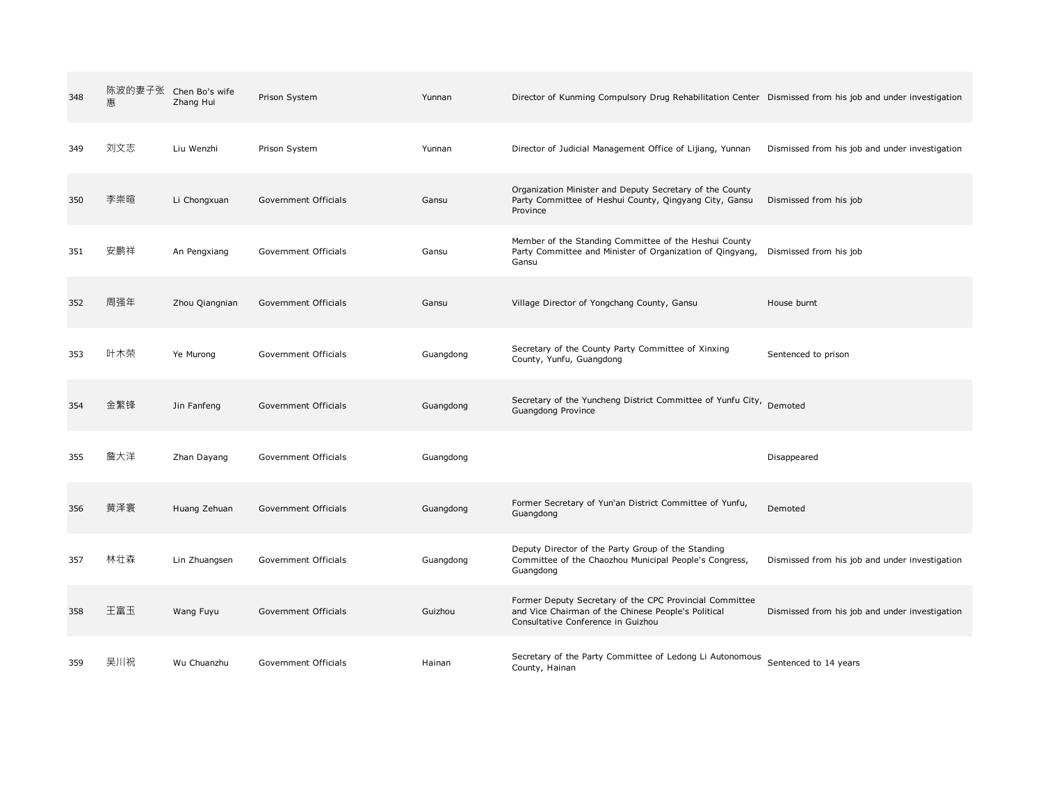| | | | | | | |
|---|---|---|---|---|---|---|
| 348 | 陈波的妻子张惠 | Chen Bo's wife Zhang Hui | Prison System | Yunnan | Director of Kunming Compulsory Drug Rehabilitation Center | Dismissed from his job and under investigation |
| 349 | 刘文志 | Liu Wenzhi | Prison System | Yunnan | Director of Judicial Management Office of Lijiang, Yunnan | Dismissed from his job and under investigation |
| 350 | 李崇暄 | Li Chongxuan | Government Officials | Gansu | Organization Minister and Deputy Secretary of the County Party Committee of Heshui County, Qingyang City, Gansu Province | Dismissed from his job |
| 351 | 安鹏祥 | An Pengxiang | Government Officials | Gansu | Member of the Standing Committee of the Heshui County Party Committee and Minister of Organization of Qingyang, Gansu | Dismissed from his job |
| 352 | 周强年 | Zhou Qiangnian | Government Officials | Gansu | Village Director of Yongchang County, Gansu | House burnt |
| 353 | 叶木荣 | Ye Murong | Government Officials | Guangdong | Secretary of the County Party Committee of Xinxing County, Yunfu, Guangdong | Sentenced to prison |
| 354 | 金繁锋 | Jin Fanfeng | Government Officials | Guangdong | Secretary of the Yuncheng District Committee of Yunfu City, Guangdong Province | Demoted |
| 355 | 詹大洋 | Zhan Dayang | Government Officials | Guangdong | | Disappeared |
| 356 | 黄泽寰 | Huang Zehuan | Government Officials | Guangdong | Former Secretary of Yun'an District Committee of Yunfu, Guangdong | Demoted |
| 357 | 林壮森 | Lin Zhuangsen | Government Officials | Guangdong | Deputy Director of the Party Group of the Standing Committee of the Chaozhou Municipal People's Congress, Guangdong | Dismissed from his job and under investigation |
| 358 | 王富玉 | Wang Fuyu | Government Officials | Guizhou | Former Deputy Secretary of the CPC Provincial Committee and Vice Chairman of the Chinese People's Political Consultative Conference in Guizhou | Dismissed from his job and under investigation |
| 359 | 吴川祝 | Wu Chuanzhu | Government Officials | Hainan | Secretary of the Party Committee of Ledong Li Autonomous County, Hainan | Sentenced to 14 years |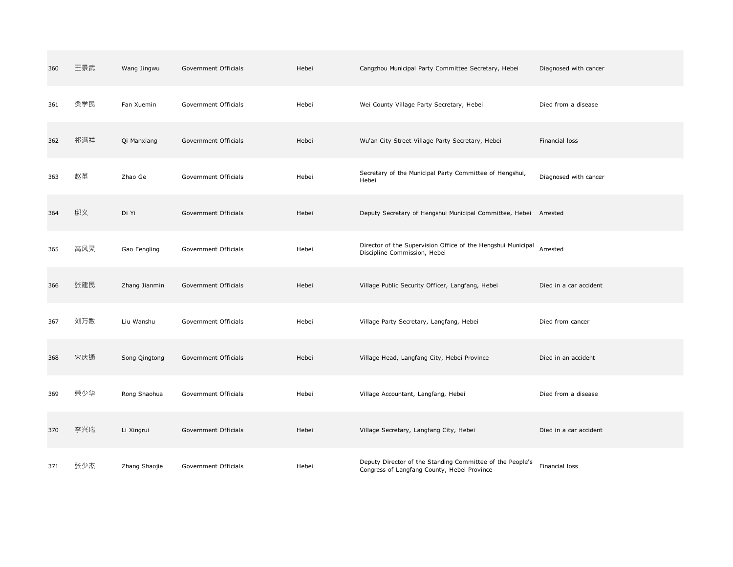| | | | | | | |
|---|---|---|---|---|---|---|
| 360 | 王景武 | Wang Jingwu | Government Officials | Hebei | Cangzhou Municipal Party Committee Secretary, Hebei | Diagnosed with cancer |
| 361 | 樊学民 | Fan Xuemin | Government Officials | Hebei | Wei County Village Party Secretary, Hebei | Died from a disease |
| 362 | 祁满祥 | Qi Manxiang | Government Officials | Hebei | Wu'an City Street Village Party Secretary, Hebei | Financial loss |
| 363 | 赵革 | Zhao Ge | Government Officials | Hebei | Secretary of the Municipal Party Committee of Hengshui, Hebei | Diagnosed with cancer |
| 364 | 邸义 | Di Yi | Government Officials | Hebei | Deputy Secretary of Hengshui Municipal Committee, Hebei | Arrested |
| 365 | 高凤灵 | Gao Fengling | Government Officials | Hebei | Director of the Supervision Office of the Hengshui Municipal Discipline Commission, Hebei | Arrested |
| 366 | 张建民 | Zhang Jianmin | Government Officials | Hebei | Village Public Security Officer, Langfang, Hebei | Died in a car accident |
| 367 | 刘万数 | Liu Wanshu | Government Officials | Hebei | Village Party Secretary, Langfang, Hebei | Died from cancer |
| 368 | 宋庆通 | Song Qingtong | Government Officials | Hebei | Village Head, Langfang City, Hebei Province | Died in an accident |
| 369 | 荣少华 | Rong Shaohua | Government Officials | Hebei | Village Accountant, Langfang, Hebei | Died from a disease |
| 370 | 李兴瑞 | Li Xingrui | Government Officials | Hebei | Village Secretary, Langfang City, Hebei | Died in a car accident |
| 371 | 张少杰 | Zhang Shaojie | Government Officials | Hebei | Deputy Director of the Standing Committee of the People's Congress of Langfang County, Hebei Province | Financial loss |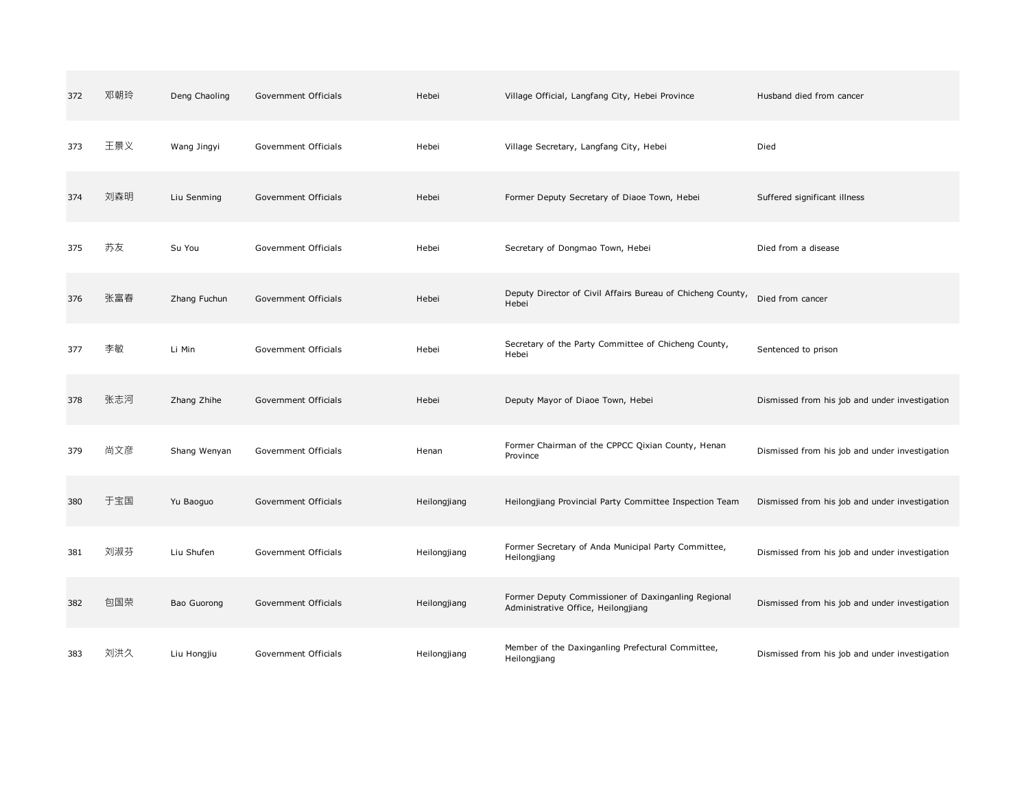| | | | | | | |
|---|---|---|---|---|---|---|
| 372 | 邓朝玲 | Deng Chaoling | Government Officials | Hebei | Village Official, Langfang City, Hebei Province | Husband died from cancer |
| 373 | 王景义 | Wang Jingyi | Government Officials | Hebei | Village Secretary, Langfang City, Hebei | Died |
| 374 | 刘森明 | Liu Senming | Government Officials | Hebei | Former Deputy Secretary of Diaoe Town, Hebei | Suffered significant illness |
| 375 | 苏友 | Su You | Government Officials | Hebei | Secretary of Dongmao Town, Hebei | Died from a disease |
| 376 | 张富春 | Zhang Fuchun | Government Officials | Hebei | Deputy Director of Civil Affairs Bureau of Chicheng County, Hebei | Died from cancer |
| 377 | 李敏 | Li Min | Government Officials | Hebei | Secretary of the Party Committee of Chicheng County, Hebei | Sentenced to prison |
| 378 | 张志河 | Zhang Zhihe | Government Officials | Hebei | Deputy Mayor of Diaoe Town, Hebei | Dismissed from his job and under investigation |
| 379 | 尚文彦 | Shang Wenyan | Government Officials | Henan | Former Chairman of the CPPCC Qixian County, Henan Province | Dismissed from his job and under investigation |
| 380 | 于宝国 | Yu Baoguo | Government Officials | Heilongjiang | Heilongjiang Provincial Party Committee Inspection Team | Dismissed from his job and under investigation |
| 381 | 刘淑芬 | Liu Shufen | Government Officials | Heilongjiang | Former Secretary of Anda Municipal Party Committee, Heilongjiang | Dismissed from his job and under investigation |
| 382 | 包国荣 | Bao Guorong | Government Officials | Heilongjiang | Former Deputy Commissioner of Daxinganling Regional Administrative Office, Heilongjiang | Dismissed from his job and under investigation |
| 383 | 刘洪久 | Liu Hongjiu | Government Officials | Heilongjiang | Member of the Daxinganling Prefectural Committee, Heilongjiang | Dismissed from his job and under investigation |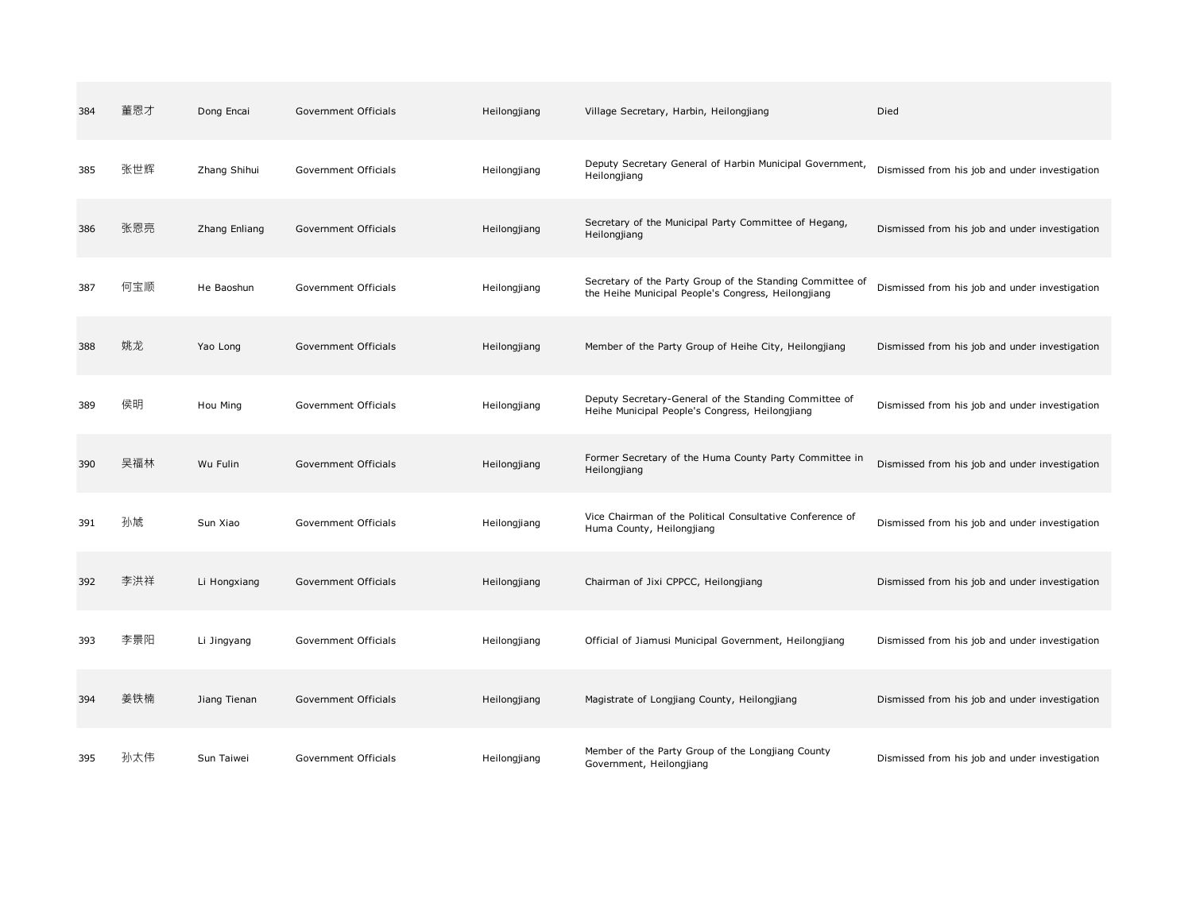| 384 | 董恩才 | Dong Encai | Government Officials | Heilongjiang | Village Secretary, Harbin, Heilongjiang | Died |
|---|---|---|---|---|---|---|
| 385 | 张世辉 | Zhang Shihui | Government Officials | Heilongjiang | Deputy Secretary General of Harbin Municipal Government, Heilongjiang | Dismissed from his job and under investigation |
| 386 | 张恩亮 | Zhang Enliang | Government Officials | Heilongjiang | Secretary of the Municipal Party Committee of Hegang, Heilongjiang | Dismissed from his job and under investigation |
| 387 | 何宝顺 | He Baoshun | Government Officials | Heilongjiang | Secretary of the Party Group of the Standing Committee of the Heihe Municipal People's Congress, Heilongjiang | Dismissed from his job and under investigation |
| 388 | 姚龙 | Yao Long | Government Officials | Heilongjiang | Member of the Party Group of Heihe City, Heilongjiang | Dismissed from his job and under investigation |
| 389 | 侯明 | Hou Ming | Government Officials | Heilongjiang | Deputy Secretary-General of the Standing Committee of Heihe Municipal People's Congress, Heilongjiang | Dismissed from his job and under investigation |
| 390 | 吴福林 | Wu Fulin | Government Officials | Heilongjiang | Former Secretary of the Huma County Party Committee in Heilongjiang | Dismissed from his job and under investigation |
| 391 | 孙虓 | Sun Xiao | Government Officials | Heilongjiang | Vice Chairman of the Political Consultative Conference of Huma County, Heilongjiang | Dismissed from his job and under investigation |
| 392 | 李洪祥 | Li Hongxiang | Government Officials | Heilongjiang | Chairman of Jixi CPPCC, Heilongjiang | Dismissed from his job and under investigation |
| 393 | 李景阳 | Li Jingyang | Government Officials | Heilongjiang | Official of Jiamusi Municipal Government, Heilongjiang | Dismissed from his job and under investigation |
| 394 | 姜铁楠 | Jiang Tienan | Government Officials | Heilongjiang | Magistrate of Longjiang County, Heilongjiang | Dismissed from his job and under investigation |
| 395 | 孙太伟 | Sun Taiwei | Government Officials | Heilongjiang | Member of the Party Group of the Longjiang County Government, Heilongjiang | Dismissed from his job and under investigation |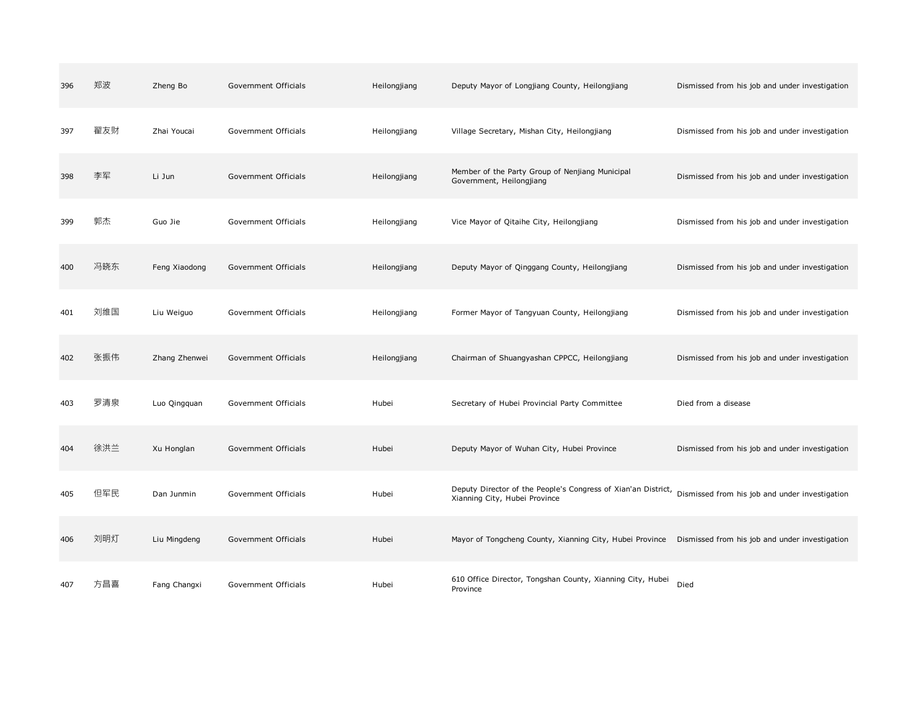| 396 | 郑波 | Zheng Bo | Government Officials | Heilongjiang | Deputy Mayor of Longjiang County, Heilongjiang | Dismissed from his job and under investigation |
|---|---|---|---|---|---|---|
| 397 | 翟友财 | Zhai Youcai | Government Officials | Heilongjiang | Village Secretary, Mishan City, Heilongjiang | Dismissed from his job and under investigation |
| 398 | 李军 | Li Jun | Government Officials | Heilongjiang | Member of the Party Group of Nenjiang Municipal Government, Heilongjiang | Dismissed from his job and under investigation |
| 399 | 郭杰 | Guo Jie | Government Officials | Heilongjiang | Vice Mayor of Qitaihe City, Heilongjiang | Dismissed from his job and under investigation |
| 400 | 冯晓东 | Feng Xiaodong | Government Officials | Heilongjiang | Deputy Mayor of Qinggang County, Heilongjiang | Dismissed from his job and under investigation |
| 401 | 刘维国 | Liu Weiguo | Government Officials | Heilongjiang | Former Mayor of Tangyuan County, Heilongjiang | Dismissed from his job and under investigation |
| 402 | 张振伟 | Zhang Zhenwei | Government Officials | Heilongjiang | Chairman of Shuangyashan CPPCC, Heilongjiang | Dismissed from his job and under investigation |
| 403 | 罗清泉 | Luo Qingquan | Government Officials | Hubei | Secretary of Hubei Provincial Party Committee | Died from a disease |
| 404 | 徐洪兰 | Xu Honglan | Government Officials | Hubei | Deputy Mayor of Wuhan City, Hubei Province | Dismissed from his job and under investigation |
| 405 | 但军民 | Dan Junmin | Government Officials | Hubei | Deputy Director of the People's Congress of Xian'an District, Xianning City, Hubei Province | Dismissed from his job and under investigation |
| 406 | 刘明灯 | Liu Mingdeng | Government Officials | Hubei | Mayor of Tongcheng County, Xianning City, Hubei Province | Dismissed from his job and under investigation |
| 407 | 方昌喜 | Fang Changxi | Government Officials | Hubei | 610 Office Director, Tongshan County, Xianning City, Hubei Province | Died |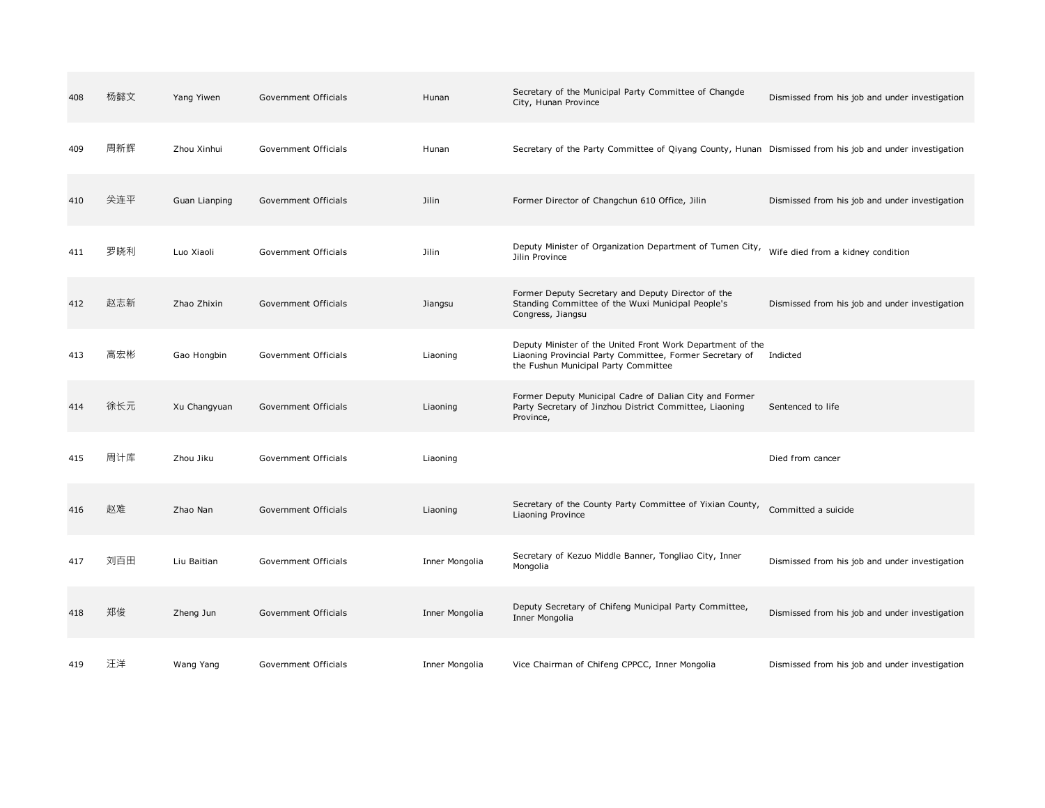| 408 | 杨懿文 | Yang Yiwen | Government Officials | Hunan | Secretary of the Municipal Party Committee of Changde City, Hunan Province | Dismissed from his job and under investigation |
|---|---|---|---|---|---|---|
| 409 | 周新辉 | Zhou Xinhui | Government Officials | Hunan | Secretary of the Party Committee of Qiyang County, Hunan | Dismissed from his job and under investigation |
| 410 | 关连平 | Guan Lianping | Government Officials | Jilin | Former Director of Changchun 610 Office, Jilin | Dismissed from his job and under investigation |
| 411 | 罗晓利 | Luo Xiaoli | Government Officials | Jilin | Deputy Minister of Organization Department of Tumen City, Jilin Province | Wife died from a kidney condition |
| 412 | 赵志新 | Zhao Zhixin | Government Officials | Jiangsu | Former Deputy Secretary and Deputy Director of the Standing Committee of the Wuxi Municipal People's Congress, Jiangsu | Dismissed from his job and under investigation |
| 413 | 高宏彬 | Gao Hongbin | Government Officials | Liaoning | Deputy Minister of the United Front Work Department of the Liaoning Provincial Party Committee, Former Secretary of the Fushun Municipal Party Committee | Indicted |
| 414 | 徐长元 | Xu Changyuan | Government Officials | Liaoning | Former Deputy Municipal Cadre of Dalian City and Former Party Secretary of Jinzhou District Committee, Liaoning Province, | Sentenced to life |
| 415 | 周计库 | Zhou Jiku | Government Officials | Liaoning | | Died from cancer |
| 416 | 赵难 | Zhao Nan | Government Officials | Liaoning | Secretary of the County Party Committee of Yixian County, Liaoning Province | Committed a suicide |
| 417 | 刘百田 | Liu Baitian | Government Officials | Inner Mongolia | Secretary of Kezuo Middle Banner, Tongliao City, Inner Mongolia | Dismissed from his job and under investigation |
| 418 | 郑俊 | Zheng Jun | Government Officials | Inner Mongolia | Deputy Secretary of Chifeng Municipal Party Committee, Inner Mongolia | Dismissed from his job and under investigation |
| 419 | 汪洋 | Wang Yang | Government Officials | Inner Mongolia | Vice Chairman of Chifeng CPPCC, Inner Mongolia | Dismissed from his job and under investigation |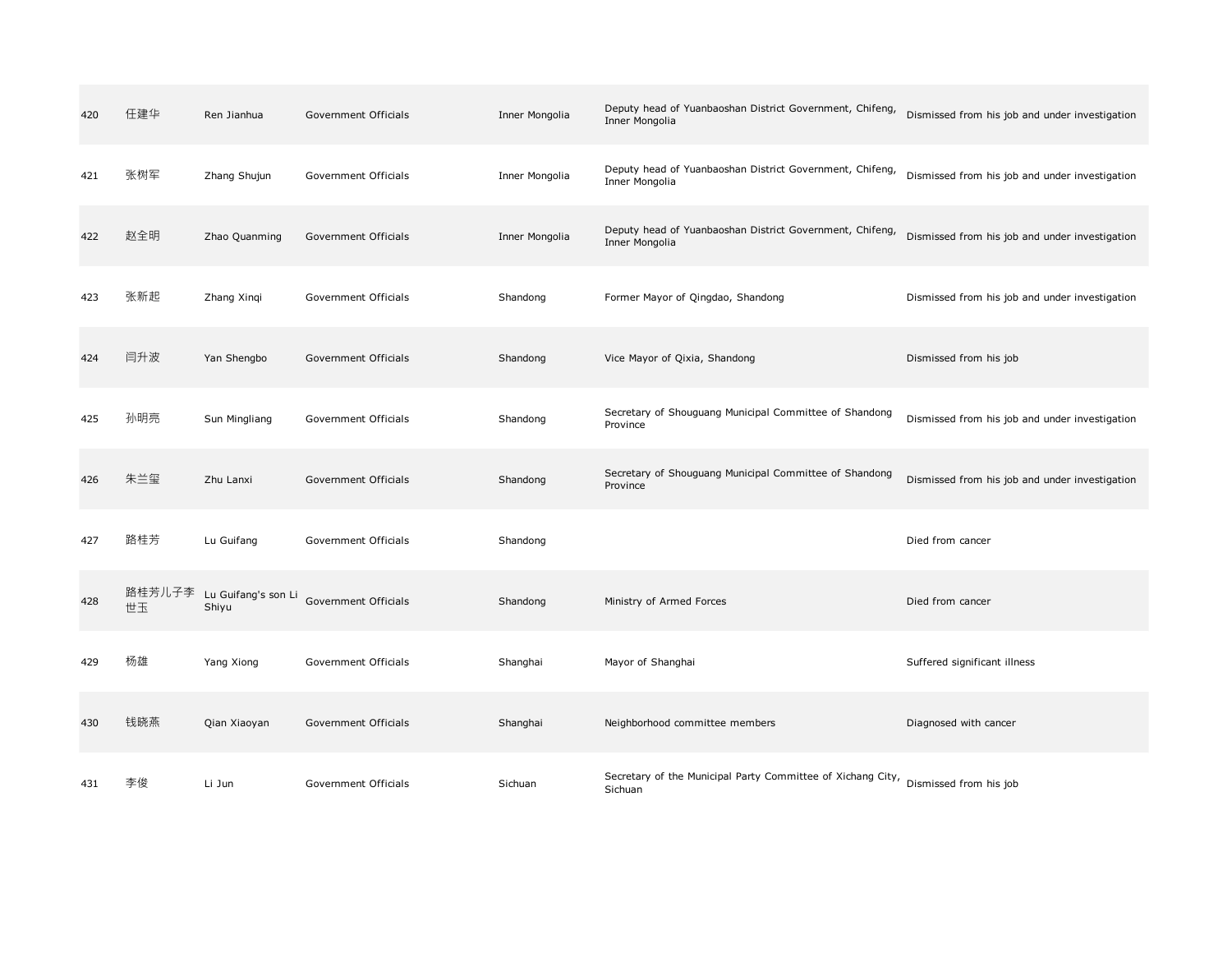| | | | | | | |
|---|---|---|---|---|---|---|
| 420 | 任建华 | Ren Jianhua | Government Officials | Inner Mongolia | Deputy head of Yuanbaoshan District Government, Chifeng, Inner Mongolia | Dismissed from his job and under investigation |
| 421 | 张树军 | Zhang Shujun | Government Officials | Inner Mongolia | Deputy head of Yuanbaoshan District Government, Chifeng, Inner Mongolia | Dismissed from his job and under investigation |
| 422 | 赵全明 | Zhao Quanming | Government Officials | Inner Mongolia | Deputy head of Yuanbaoshan District Government, Chifeng, Inner Mongolia | Dismissed from his job and under investigation |
| 423 | 张新起 | Zhang Xinqi | Government Officials | Shandong | Former Mayor of Qingdao, Shandong | Dismissed from his job and under investigation |
| 424 | 闫升波 | Yan Shengbo | Government Officials | Shandong | Vice Mayor of Qixia, Shandong | Dismissed from his job |
| 425 | 孙明亮 | Sun Mingliang | Government Officials | Shandong | Secretary of Shouguang Municipal Committee of Shandong Province | Dismissed from his job and under investigation |
| 426 | 朱兰玺 | Zhu Lanxi | Government Officials | Shandong | Secretary of Shouguang Municipal Committee of Shandong Province | Dismissed from his job and under investigation |
| 427 | 路桂芳 | Lu Guifang | Government Officials | Shandong | | Died from cancer |
| 428 | 路桂芳儿子李世玉 | Lu Guifang's son Li Shiyu | Government Officials | Shandong | Ministry of Armed Forces | Died from cancer |
| 429 | 杨雄 | Yang Xiong | Government Officials | Shanghai | Mayor of Shanghai | Suffered significant illness |
| 430 | 钱晓燕 | Qian Xiaoyan | Government Officials | Shanghai | Neighborhood committee members | Diagnosed with cancer |
| 431 | 李俊 | Li Jun | Government Officials | Sichuan | Secretary of the Municipal Party Committee of Xichang City, Sichuan | Dismissed from his job |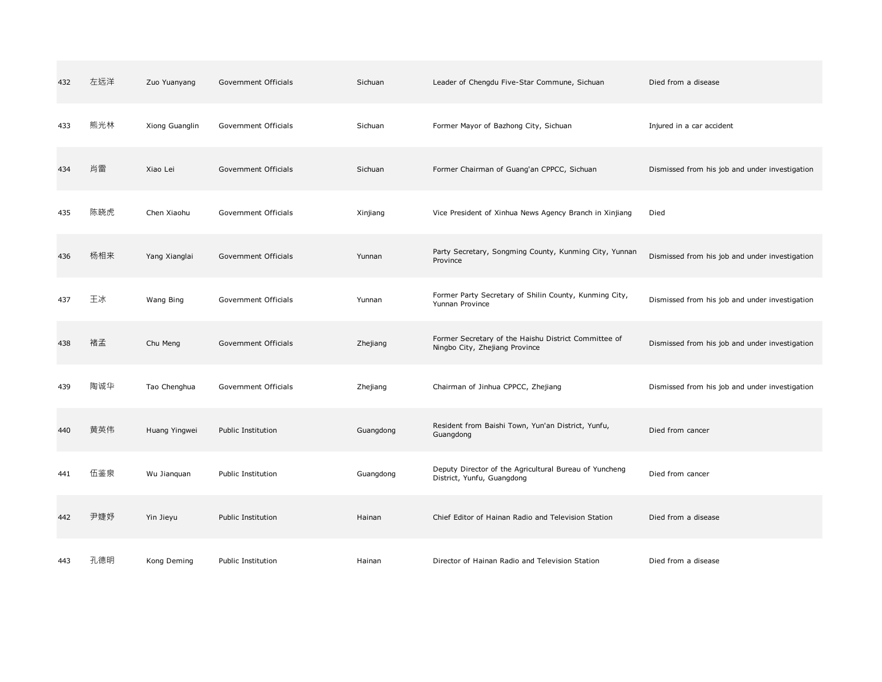| | | | | | | |
|---|---|---|---|---|---|---|
| 432 | 左远洋 | Zuo Yuanyang | Government Officials | Sichuan | Leader of Chengdu Five-Star Commune, Sichuan | Died from a disease |
| 433 | 熊光林 | Xiong Guanglin | Government Officials | Sichuan | Former Mayor of Bazhong City, Sichuan | Injured in a car accident |
| 434 | 肖雷 | Xiao Lei | Government Officials | Sichuan | Former Chairman of Guang'an CPPCC, Sichuan | Dismissed from his job and under investigation |
| 435 | 陈晓虎 | Chen Xiaohu | Government Officials | Xinjiang | Vice President of Xinhua News Agency Branch in Xinjiang | Died |
| 436 | 杨相来 | Yang Xianglai | Government Officials | Yunnan | Party Secretary, Songming County, Kunming City, Yunnan Province | Dismissed from his job and under investigation |
| 437 | 王冰 | Wang Bing | Government Officials | Yunnan | Former Party Secretary of Shilin County, Kunming City, Yunnan Province | Dismissed from his job and under investigation |
| 438 | 褚孟 | Chu Meng | Government Officials | Zhejiang | Former Secretary of the Haishu District Committee of Ningbo City, Zhejiang Province | Dismissed from his job and under investigation |
| 439 | 陶诚华 | Tao Chenghua | Government Officials | Zhejiang | Chairman of Jinhua CPPCC, Zhejiang | Dismissed from his job and under investigation |
| 440 | 黄英伟 | Huang Yingwei | Public Institution | Guangdong | Resident from Baishi Town, Yun'an District, Yunfu, Guangdong | Died from cancer |
| 441 | 伍鉴泉 | Wu Jianquan | Public Institution | Guangdong | Deputy Director of the Agricultural Bureau of Yuncheng District, Yunfu, Guangdong | Died from cancer |
| 442 | 尹婕妤 | Yin Jieyu | Public Institution | Hainan | Chief Editor of Hainan Radio and Television Station | Died from a disease |
| 443 | 孔德明 | Kong Deming | Public Institution | Hainan | Director of Hainan Radio and Television Station | Died from a disease |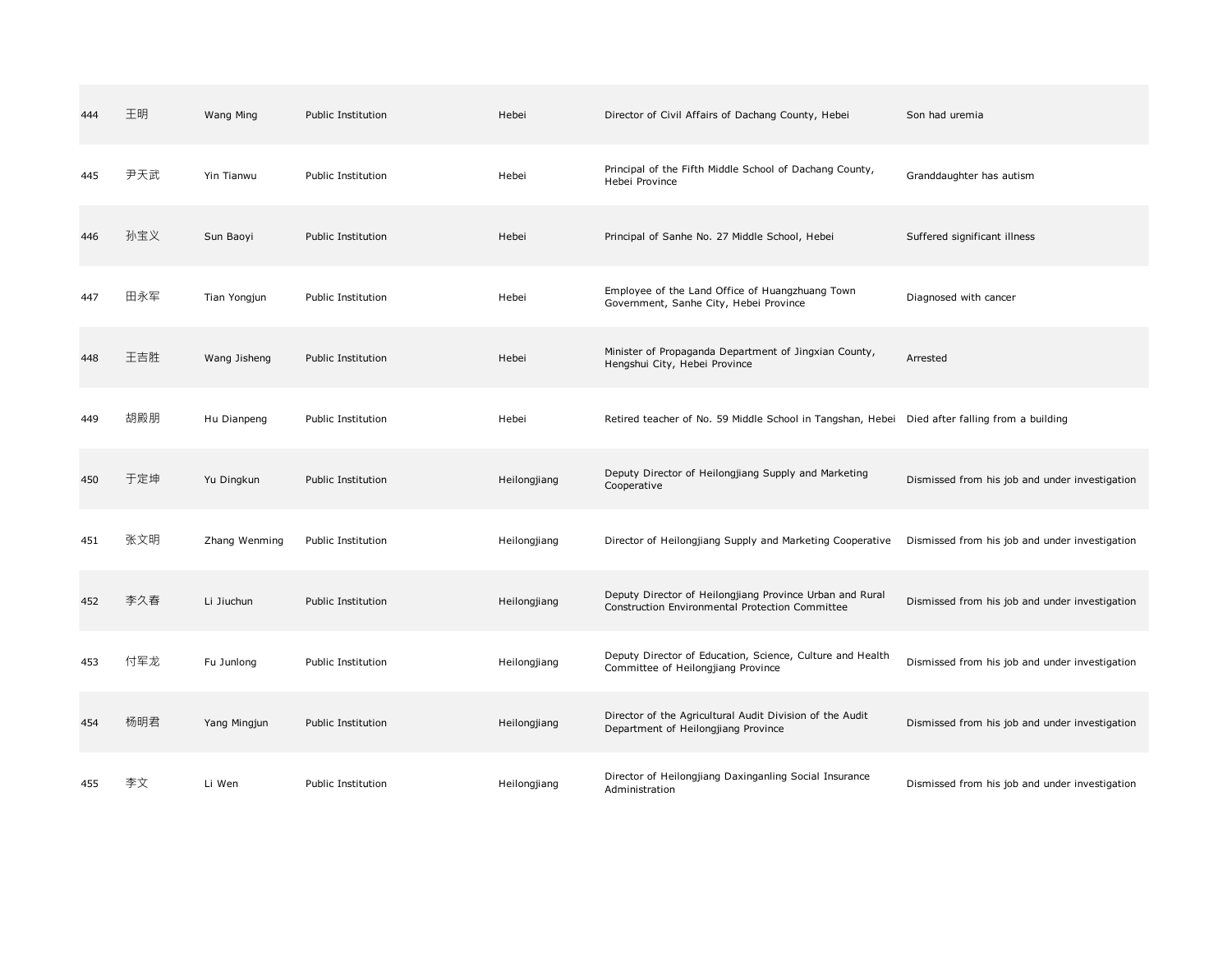| | | | | | | |
|---|---|---|---|---|---|---|
| 444 | 王明 | Wang Ming | Public Institution | Hebei | Director of Civil Affairs of Dachang County, Hebei | Son had uremia |
| 445 | 尹天武 | Yin Tianwu | Public Institution | Hebei | Principal of the Fifth Middle School of Dachang County, Hebei Province | Granddaughter has autism |
| 446 | 孙宝义 | Sun Baoyi | Public Institution | Hebei | Principal of Sanhe No. 27 Middle School, Hebei | Suffered significant illness |
| 447 | 田永军 | Tian Yongjun | Public Institution | Hebei | Employee of the Land Office of Huangzhuang Town Government, Sanhe City, Hebei Province | Diagnosed with cancer |
| 448 | 王吉胜 | Wang Jisheng | Public Institution | Hebei | Minister of Propaganda Department of Jingxian County, Hengshui City, Hebei Province | Arrested |
| 449 | 胡殿朋 | Hu Dianpeng | Public Institution | Hebei | Retired teacher of No. 59 Middle School in Tangshan, Hebei | Died after falling from a building |
| 450 | 于定坤 | Yu Dingkun | Public Institution | Heilongjiang | Deputy Director of Heilongjiang Supply and Marketing Cooperative | Dismissed from his job and under investigation |
| 451 | 张文明 | Zhang Wenming | Public Institution | Heilongjiang | Director of Heilongjiang Supply and Marketing Cooperative | Dismissed from his job and under investigation |
| 452 | 李久春 | Li Jiuchun | Public Institution | Heilongjiang | Deputy Director of Heilongjiang Province Urban and Rural Construction Environmental Protection Committee | Dismissed from his job and under investigation |
| 453 | 付军龙 | Fu Junlong | Public Institution | Heilongjiang | Deputy Director of Education, Science, Culture and Health Committee of Heilongjiang Province | Dismissed from his job and under investigation |
| 454 | 杨明君 | Yang Mingjun | Public Institution | Heilongjiang | Director of the Agricultural Audit Division of the Audit Department of Heilongjiang Province | Dismissed from his job and under investigation |
| 455 | 李文 | Li Wen | Public Institution | Heilongjiang | Director of Heilongjiang Daxinganling Social Insurance Administration | Dismissed from his job and under investigation |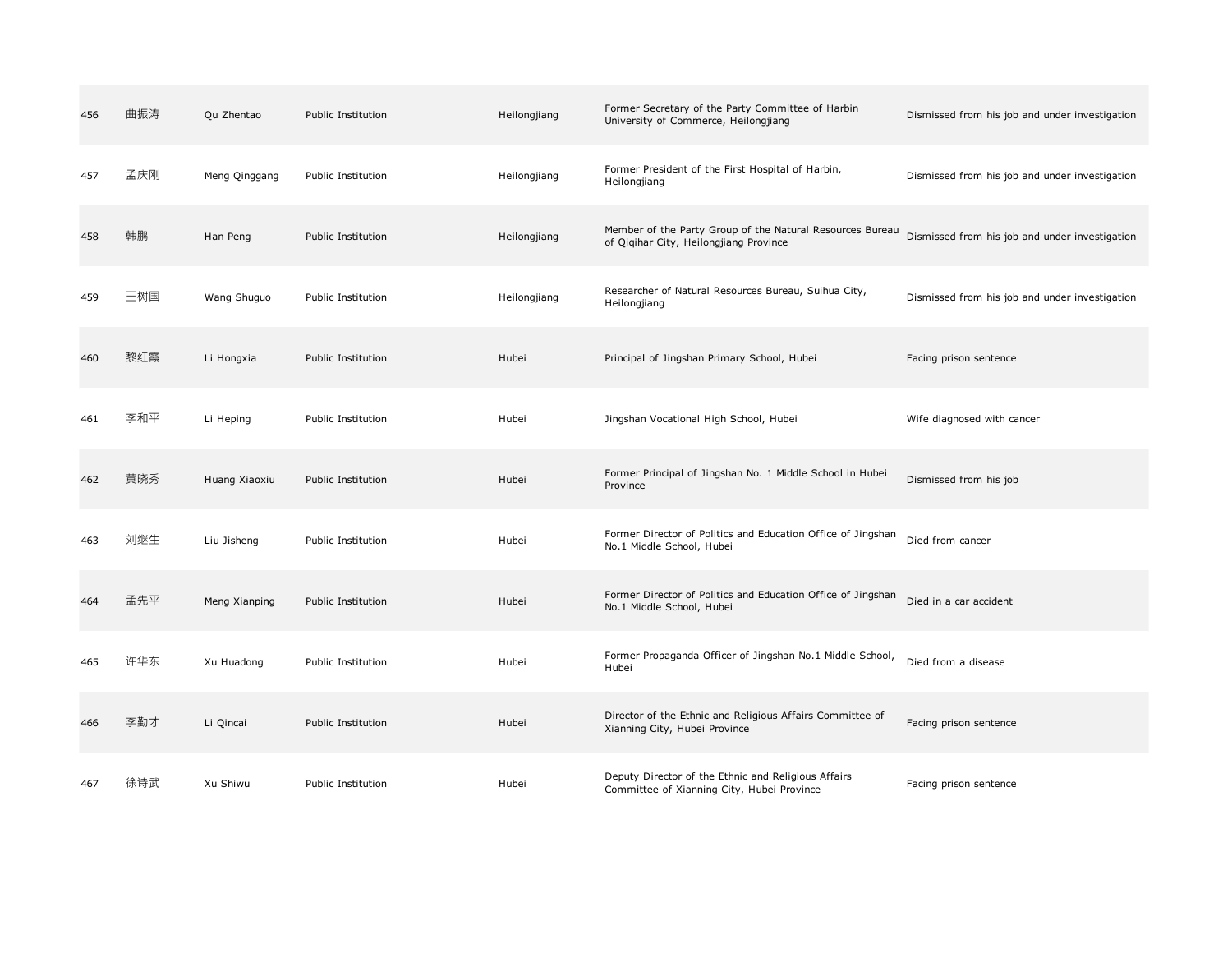| | | | | | | |
|---|---|---|---|---|---|---|
| 456 | 曲振涛 | Qu Zhentao | Public Institution | Heilongjiang | Former Secretary of the Party Committee of Harbin University of Commerce, Heilongjiang | Dismissed from his job and under investigation |
| 457 | 孟庆刚 | Meng Qinggang | Public Institution | Heilongjiang | Former President of the First Hospital of Harbin, Heilongjiang | Dismissed from his job and under investigation |
| 458 | 韩鹏 | Han Peng | Public Institution | Heilongjiang | Member of the Party Group of the Natural Resources Bureau of Qiqihar City, Heilongjiang Province | Dismissed from his job and under investigation |
| 459 | 王树国 | Wang Shuguo | Public Institution | Heilongjiang | Researcher of Natural Resources Bureau, Suihua City, Heilongjiang | Dismissed from his job and under investigation |
| 460 | 黎红霞 | Li Hongxia | Public Institution | Hubei | Principal of Jingshan Primary School, Hubei | Facing prison sentence |
| 461 | 李和平 | Li Heping | Public Institution | Hubei | Jingshan Vocational High School, Hubei | Wife diagnosed with cancer |
| 462 | 黄晓秀 | Huang Xiaoxiu | Public Institution | Hubei | Former Principal of Jingshan No. 1 Middle School in Hubei Province | Dismissed from his job |
| 463 | 刘继生 | Liu Jisheng | Public Institution | Hubei | Former Director of Politics and Education Office of Jingshan No.1 Middle School, Hubei | Died from cancer |
| 464 | 孟先平 | Meng Xianping | Public Institution | Hubei | Former Director of Politics and Education Office of Jingshan No.1 Middle School, Hubei | Died in a car accident |
| 465 | 许华东 | Xu Huadong | Public Institution | Hubei | Former Propaganda Officer of Jingshan No.1 Middle School, Hubei | Died from a disease |
| 466 | 李勤才 | Li Qincai | Public Institution | Hubei | Director of the Ethnic and Religious Affairs Committee of Xianning City, Hubei Province | Facing prison sentence |
| 467 | 徐诗武 | Xu Shiwu | Public Institution | Hubei | Deputy Director of the Ethnic and Religious Affairs Committee of Xianning City, Hubei Province | Facing prison sentence |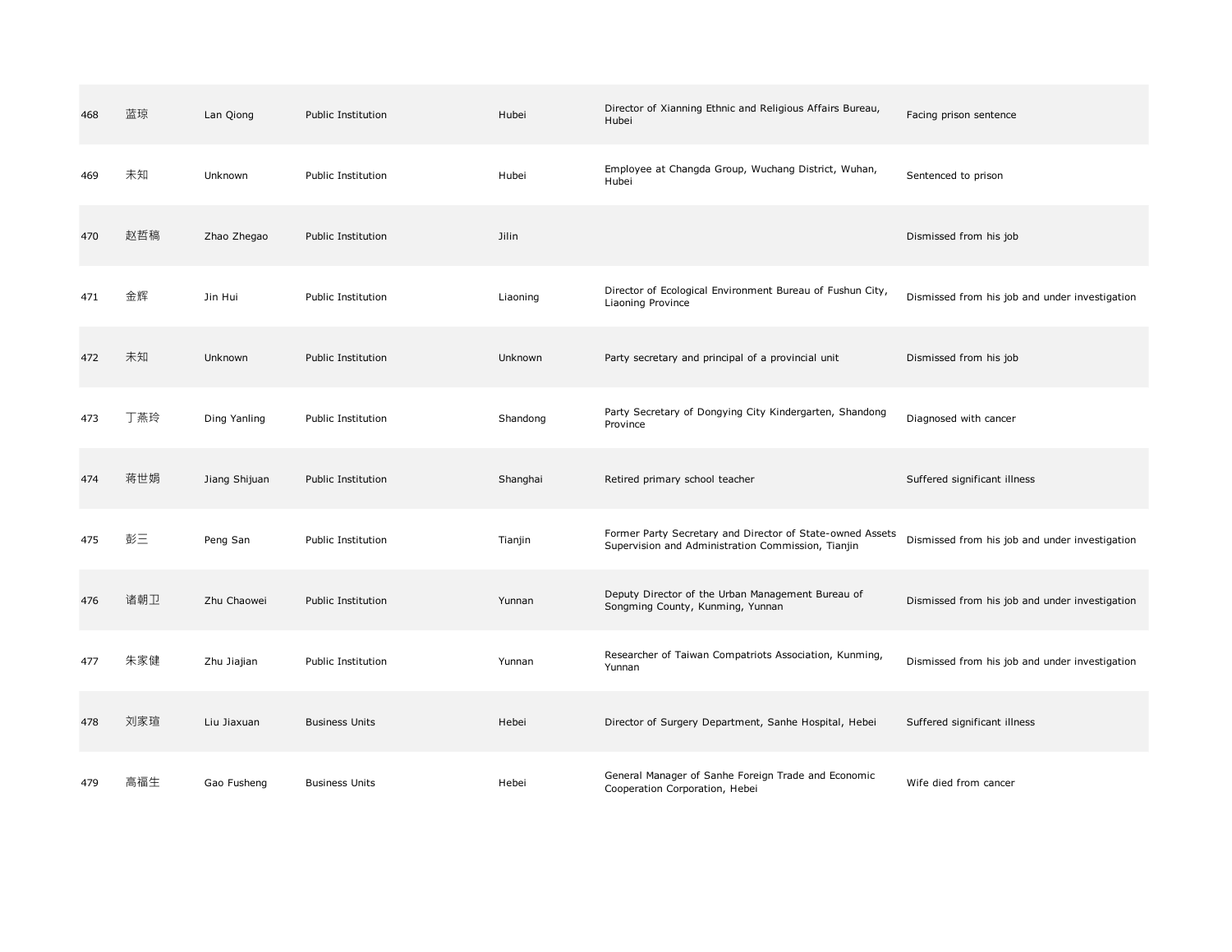| | | | | | | |
|---|---|---|---|---|---|---|
| 468 | 蓝琼 | Lan Qiong | Public Institution | Hubei | Director of Xianning Ethnic and Religious Affairs Bureau, Hubei | Facing prison sentence |
| 469 | 未知 | Unknown | Public Institution | Hubei | Employee at Changda Group, Wuchang District, Wuhan, Hubei | Sentenced to prison |
| 470 | 赵哲稿 | Zhao Zhegao | Public Institution | Jilin | | Dismissed from his job |
| 471 | 金辉 | Jin Hui | Public Institution | Liaoning | Director of Ecological Environment Bureau of Fushun City, Liaoning Province | Dismissed from his job and under investigation |
| 472 | 未知 | Unknown | Public Institution | Unknown | Party secretary and principal of a provincial unit | Dismissed from his job |
| 473 | 丁燕玲 | Ding Yanling | Public Institution | Shandong | Party Secretary of Dongying City Kindergarten, Shandong Province | Diagnosed with cancer |
| 474 | 蒋世娟 | Jiang Shijuan | Public Institution | Shanghai | Retired primary school teacher | Suffered significant illness |
| 475 | 彭三 | Peng San | Public Institution | Tianjin | Former Party Secretary and Director of State-owned Assets Supervision and Administration Commission, Tianjin | Dismissed from his job and under investigation |
| 476 | 诸朝卫 | Zhu Chaowei | Public Institution | Yunnan | Deputy Director of the Urban Management Bureau of Songming County, Kunming, Yunnan | Dismissed from his job and under investigation |
| 477 | 朱家健 | Zhu Jiajian | Public Institution | Yunnan | Researcher of Taiwan Compatriots Association, Kunming, Yunnan | Dismissed from his job and under investigation |
| 478 | 刘家瑄 | Liu Jiaxuan | Business Units | Hebei | Director of Surgery Department, Sanhe Hospital, Hebei | Suffered significant illness |
| 479 | 高福生 | Gao Fusheng | Business Units | Hebei | General Manager of Sanhe Foreign Trade and Economic Cooperation Corporation, Hebei | Wife died from cancer |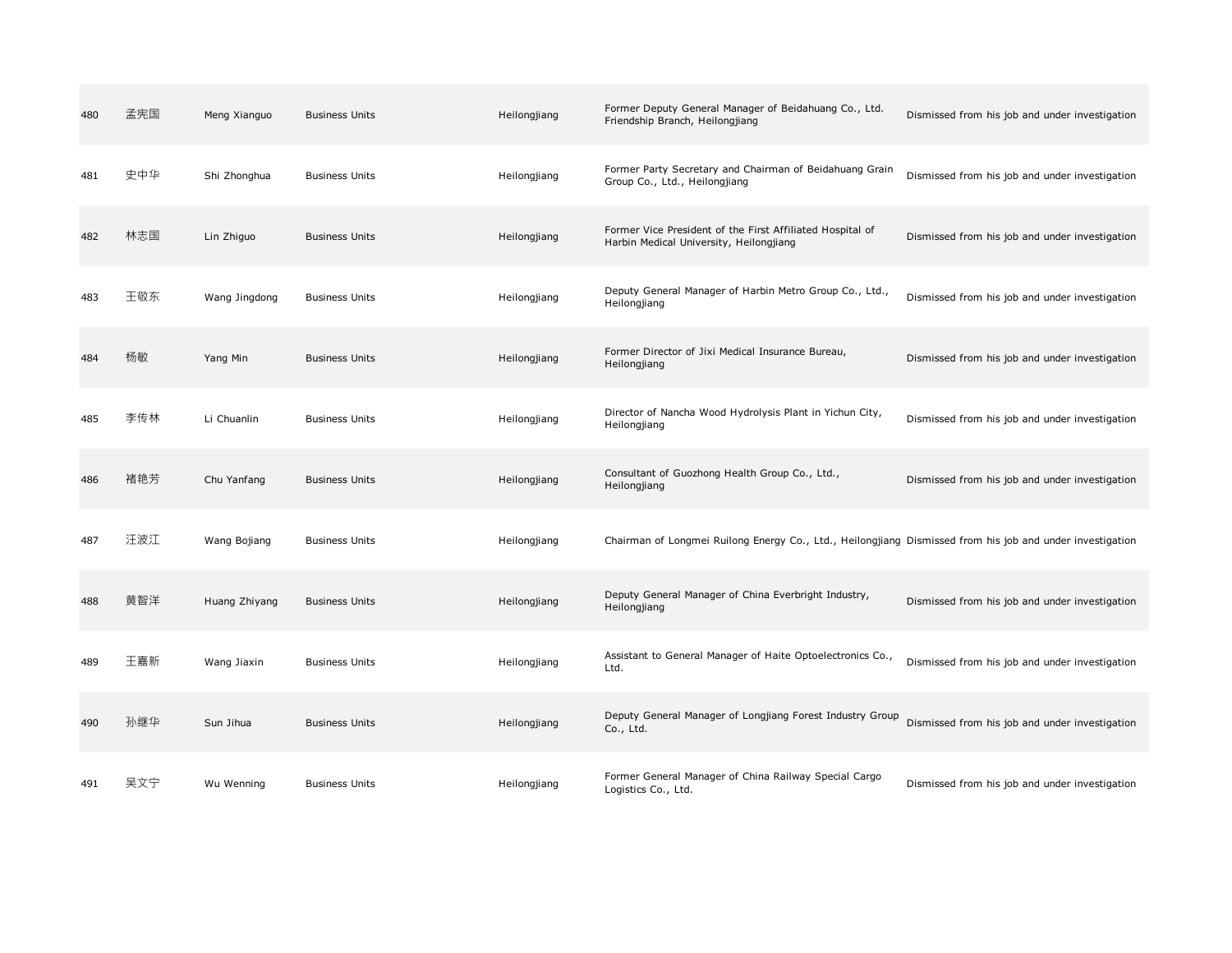| | | | | | | |
|---|---|---|---|---|---|---|
| 480 | 孟宪国 | Meng Xianguo | Business Units | Heilongjiang | Former Deputy General Manager of Beidahuang Co., Ltd. Friendship Branch, Heilongjiang | Dismissed from his job and under investigation |
| 481 | 史中华 | Shi Zhonghua | Business Units | Heilongjiang | Former Party Secretary and Chairman of Beidahuang Grain Group Co., Ltd., Heilongjiang | Dismissed from his job and under investigation |
| 482 | 林志国 | Lin Zhiguo | Business Units | Heilongjiang | Former Vice President of the First Affiliated Hospital of Harbin Medical University, Heilongjiang | Dismissed from his job and under investigation |
| 483 | 王敬东 | Wang Jingdong | Business Units | Heilongjiang | Deputy General Manager of Harbin Metro Group Co., Ltd., Heilongjiang | Dismissed from his job and under investigation |
| 484 | 杨敏 | Yang Min | Business Units | Heilongjiang | Former Director of Jixi Medical Insurance Bureau, Heilongjiang | Dismissed from his job and under investigation |
| 485 | 李传林 | Li Chuanlin | Business Units | Heilongjiang | Director of Nancha Wood Hydrolysis Plant in Yichun City, Heilongjiang | Dismissed from his job and under investigation |
| 486 | 褚艳芳 | Chu Yanfang | Business Units | Heilongjiang | Consultant of Guozhong Health Group Co., Ltd., Heilongjiang | Dismissed from his job and under investigation |
| 487 | 汪波江 | Wang Bojiang | Business Units | Heilongjiang | Chairman of Longmei Ruilong Energy Co., Ltd., Heilongjiang | Dismissed from his job and under investigation |
| 488 | 黄智洋 | Huang Zhiyang | Business Units | Heilongjiang | Deputy General Manager of China Everbright Industry, Heilongjiang | Dismissed from his job and under investigation |
| 489 | 王嘉新 | Wang Jiaxin | Business Units | Heilongjiang | Assistant to General Manager of Haite Optoelectronics Co., Ltd. | Dismissed from his job and under investigation |
| 490 | 孙继华 | Sun Jihua | Business Units | Heilongjiang | Deputy General Manager of Longjiang Forest Industry Group Co., Ltd. | Dismissed from his job and under investigation |
| 491 | 吴文宁 | Wu Wenning | Business Units | Heilongjiang | Former General Manager of China Railway Special Cargo Logistics Co., Ltd. | Dismissed from his job and under investigation |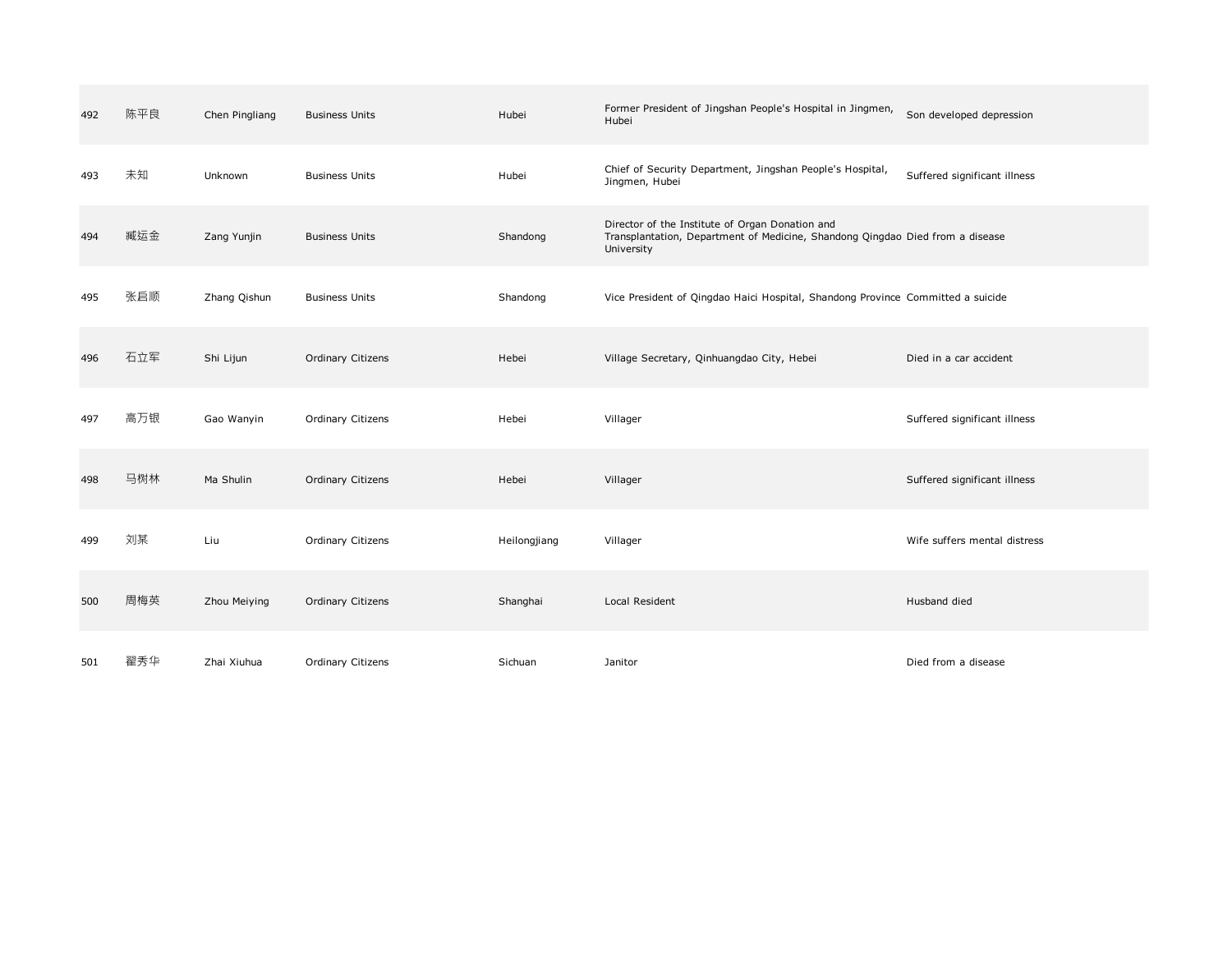| | | | | | | |
|---|---|---|---|---|---|---|
| 492 | 陈平良 | Chen Pingliang | Business Units | Hubei | Former President of Jingshan People's Hospital in Jingmen, Hubei | Son developed depression |
| 493 | 未知 | Unknown | Business Units | Hubei | Chief of Security Department, Jingshan People's Hospital, Jingmen, Hubei | Suffered significant illness |
| 494 | 臧运金 | Zang Yunjin | Business Units | Shandong | Director of the Institute of Organ Donation and Transplantation, Department of Medicine, Shandong Qingdao University | Died from a disease |
| 495 | 张启顺 | Zhang Qishun | Business Units | Shandong | Vice President of Qingdao Haici Hospital, Shandong Province | Committed a suicide |
| 496 | 石立军 | Shi Lijun | Ordinary Citizens | Hebei | Village Secretary, Qinhuangdao City, Hebei | Died in a car accident |
| 497 | 高万银 | Gao Wanyin | Ordinary Citizens | Hebei | Villager | Suffered significant illness |
| 498 | 马树林 | Ma Shulin | Ordinary Citizens | Hebei | Villager | Suffered significant illness |
| 499 | 刘某 | Liu | Ordinary Citizens | Heilongjiang | Villager | Wife suffers mental distress |
| 500 | 周梅英 | Zhou Meiying | Ordinary Citizens | Shanghai | Local Resident | Husband died |
| 501 | 翟秀华 | Zhai Xiuhua | Ordinary Citizens | Sichuan | Janitor | Died from a disease |